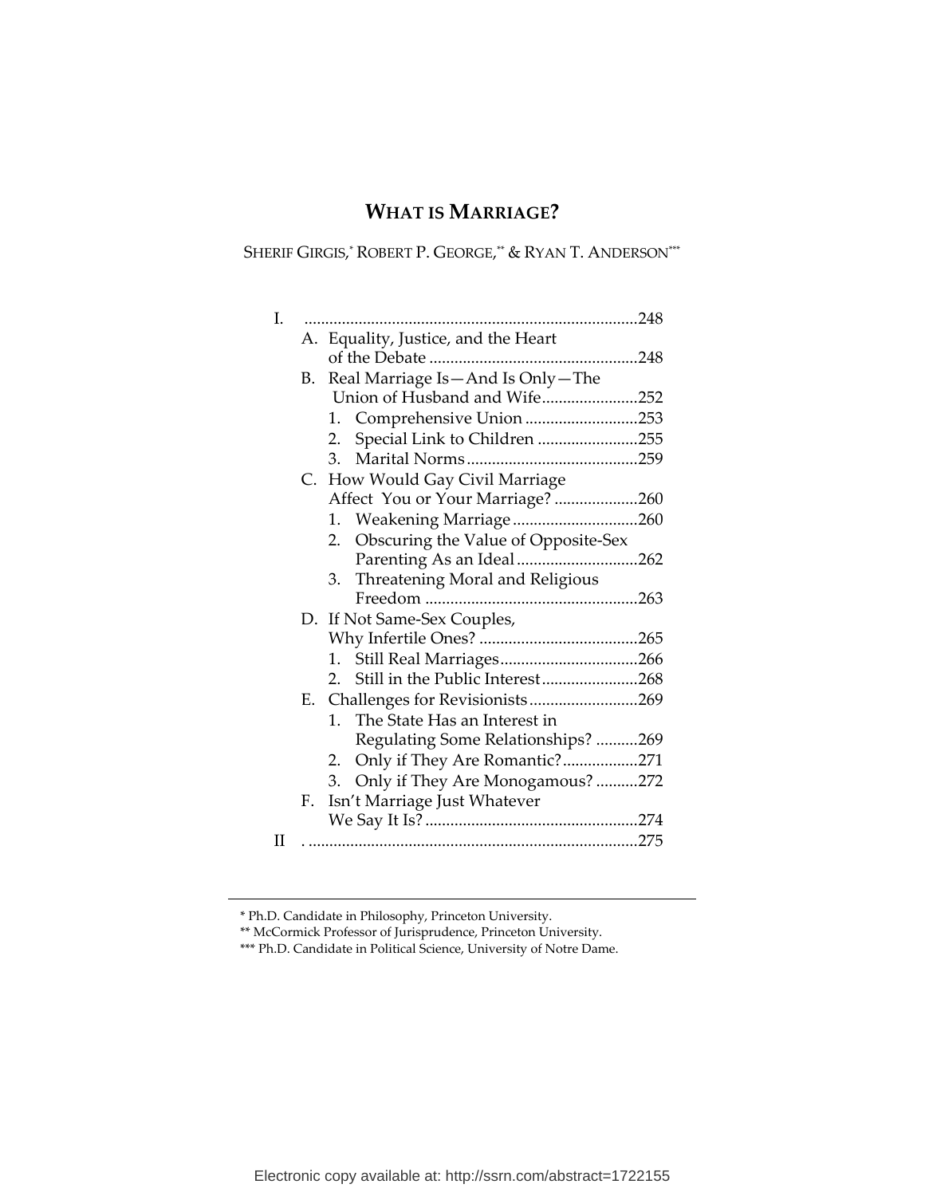# WHAT IS MARRIAGE?

SHERIF GIRGIS,* ROBERT P. GEORGE,** & RYAN T. ANDERSON***

I. ......................................................................... 248
   A. Equality, Justice, and the Heart of the Debate ........................................... 248
   B. Real Marriage Is—And Is Only—The Union of Husband and Wife ..................... 252
      1. Comprehensive Union ........................... 253
      2. Special Link to Children ........................ 255
      3. Marital Norms ........................................ 259
   C. How Would Gay Civil Marriage Affect You or Your Marriage? .................... 260
      1. Weakening Marriage .............................. 260
      2. Obscuring the Value of Opposite-Sex Parenting As an Ideal ............................ 262
      3. Threatening Moral and Religious Freedom ................................................... 263
   D. If Not Same-Sex Couples, Why Infertile Ones? ...................................... 265
      1. Still Real Marriages................................. 266
      2. Still in the Public Interest....................... 268
   E. Challenges for Revisionists.......................... 269
      1. The State Has an Interest in Regulating Some Relationships? .......... 269
      2. Only if They Are Romantic?.................. 271
      3. Only if They Are Monogamous? .......... 272
   F. Isn't Marriage Just Whatever We Say It Is? .................................................. 274

II ......................................................................... 275

---

* Ph.D. Candidate in Philosophy, Princeton University.
** McCormick Professor of Jurisprudence, Princeton University.
*** Ph.D. Candidate in Political Science, University of Notre Dame.

Electronic copy available at: http://ssrn.com/abstract=1722155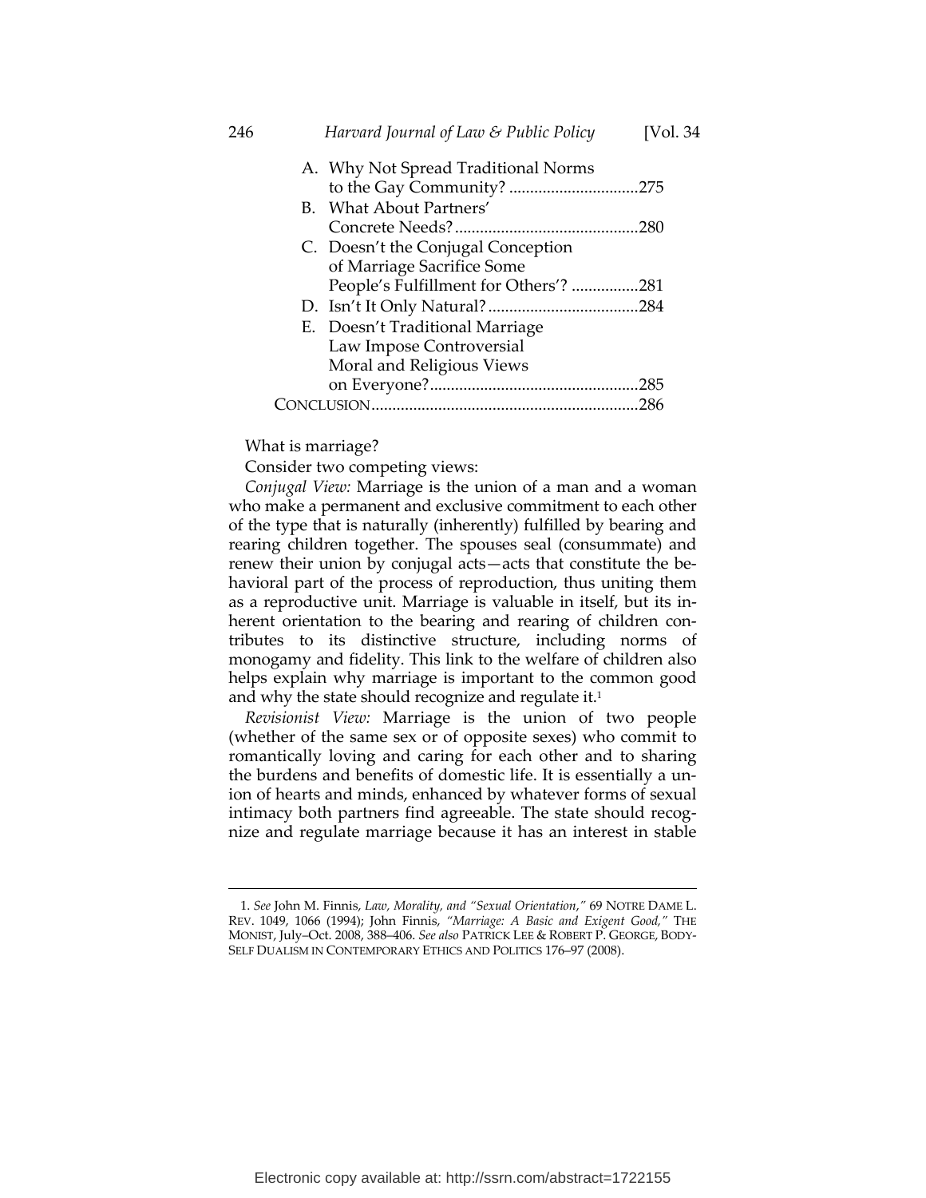A. Why Not Spread Traditional Norms to the Gay Community? ...............................275
B. What About Partners' Concrete Needs? ............................................280
C. Doesn't the Conjugal Conception of Marriage Sacrifice Some People's Fulfillment for Others'? ................281
D. Isn't It Only Natural? ....................................284
E. Doesn't Traditional Marriage Law Impose Controversial Moral and Religious Views on Everyone? ..................................................285

CONCLUSION ...............................................................286

What is marriage?

Consider two competing views:

*Conjugal View:* Marriage is the union of a man and a woman who make a permanent and exclusive commitment to each other of the type that is naturally (inherently) fulfilled by bearing and rearing children together. The spouses seal (consummate) and renew their union by conjugal acts—acts that constitute the behavioral part of the process of reproduction, thus uniting them as a reproductive unit. Marriage is valuable in itself, but its inherent orientation to the bearing and rearing of children contributes to its distinctive structure, including norms of monogamy and fidelity. This link to the welfare of children also helps explain why marriage is important to the common good and why the state should recognize and regulate it.[1]

*Revisionist View:* Marriage is the union of two people (whether of the same sex or of opposite sexes) who commit to romantically loving and caring for each other and to sharing the burdens and benefits of domestic life. It is essentially a union of hearts and minds, enhanced by whatever forms of sexual intimacy both partners find agreeable. The state should recognize and regulate marriage because it has an interest in stable

---

1. *See* John M. Finnis, *Law, Morality, and "Sexual Orientation,"* 69 NOTRE DAME L. REV. 1049, 1066 (1994); John Finnis, *"Marriage: A Basic and Exigent Good,"* THE MONIST, July–Oct. 2008, 388–406. *See also* PATRICK LEE & ROBERT P. GEORGE, BODY-SELF DUALISM IN CONTEMPORARY ETHICS AND POLITICS 176–97 (2008).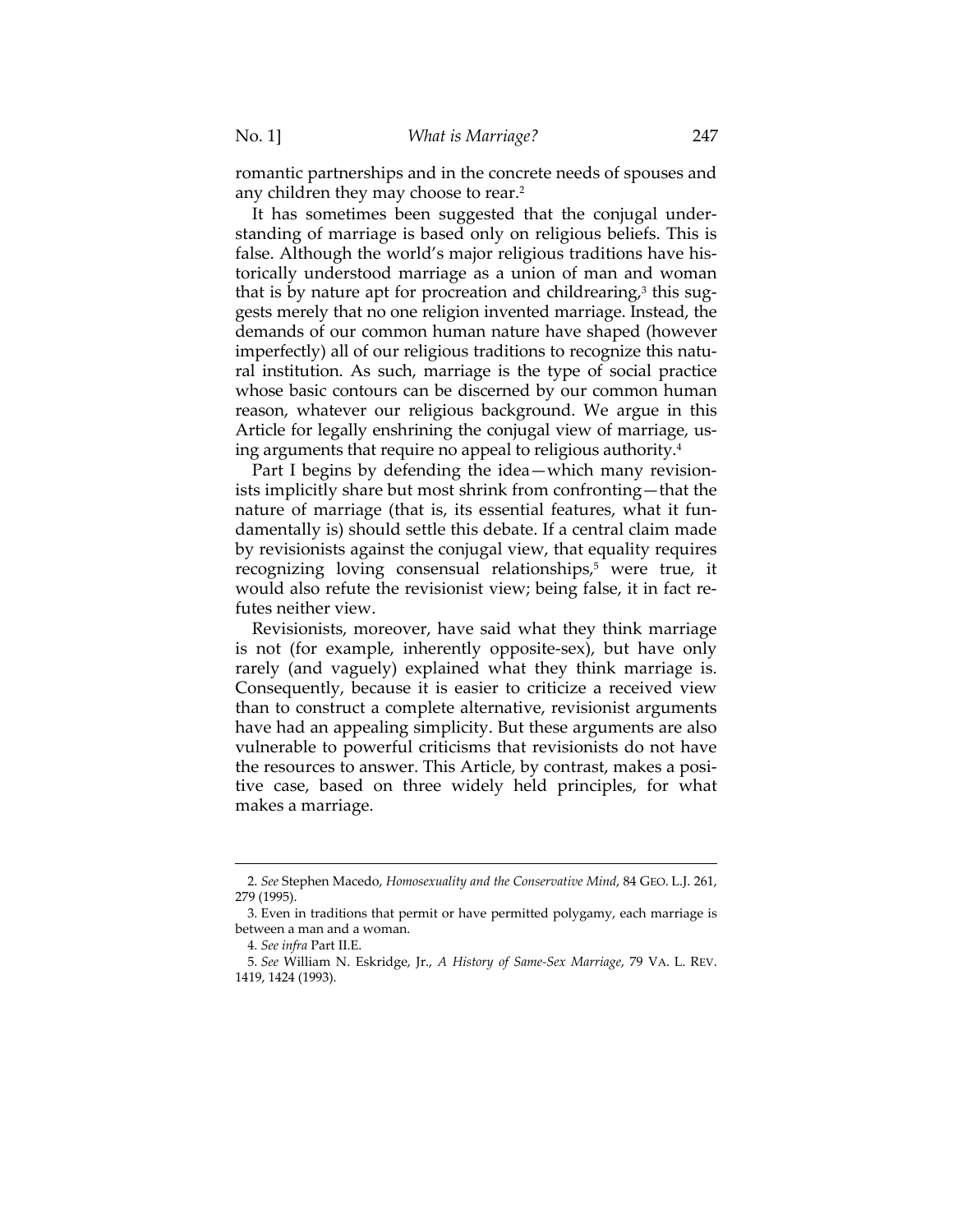romantic partnerships and in the concrete needs of spouses and any children they may choose to rear.[2]

It has sometimes been suggested that the conjugal understanding of marriage is based only on religious beliefs. This is false. Although the world's major religious traditions have historically understood marriage as a union of man and woman that is by nature apt for procreation and childrearing,[3] this suggests merely that no one religion invented marriage. Instead, the demands of our common human nature have shaped (however imperfectly) all of our religious traditions to recognize this natural institution. As such, marriage is the type of social practice whose basic contours can be discerned by our common human reason, whatever our religious background. We argue in this Article for legally enshrining the conjugal view of marriage, using arguments that require no appeal to religious authority.[4]

Part I begins by defending the idea—which many revisionists implicitly share but most shrink from confronting—that the nature of marriage (that is, its essential features, what it fundamentally is) should settle this debate. If a central claim made by revisionists against the conjugal view, that equality requires recognizing loving consensual relationships,[5] were true, it would also refute the revisionist view; being false, it in fact refutes neither view.

Revisionists, moreover, have said what they think marriage is not (for example, inherently opposite-sex), but have only rarely (and vaguely) explained what they think marriage is. Consequently, because it is easier to criticize a received view than to construct a complete alternative, revisionist arguments have had an appealing simplicity. But these arguments are also vulnerable to powerful criticisms that revisionists do not have the resources to answer. This Article, by contrast, makes a positive case, based on three widely held principles, for what makes a marriage.

---

2. *See* Stephen Macedo, *Homosexuality and the Conservative Mind*, 84 GEO. L.J. 261, 279 (1995).

3. Even in traditions that permit or have permitted polygamy, each marriage is between a man and a woman.

4. *See infra* Part II.E.

5. *See* William N. Eskridge, Jr., *A History of Same-Sex Marriage*, 79 VA. L. REV. 1419, 1424 (1993).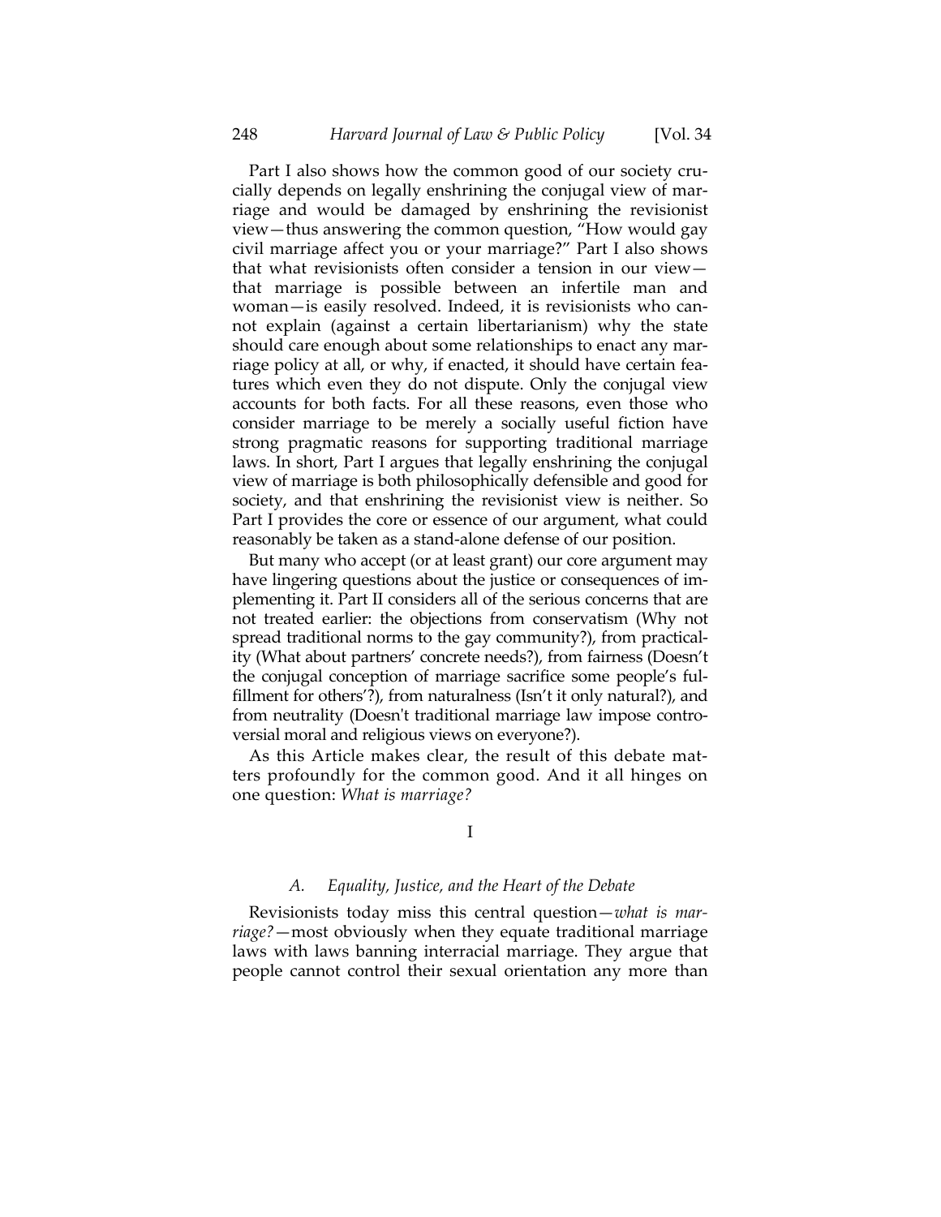Part I also shows how the common good of our society crucially depends on legally enshrining the conjugal view of marriage and would be damaged by enshrining the revisionist view—thus answering the common question, "How would gay civil marriage affect you or your marriage?" Part I also shows that what revisionists often consider a tension in our view—that marriage is possible between an infertile man and woman—is easily resolved. Indeed, it is revisionists who cannot explain (against a certain libertarianism) why the state should care enough about some relationships to enact any marriage policy at all, or why, if enacted, it should have certain features which even they do not dispute. Only the conjugal view accounts for both facts. For all these reasons, even those who consider marriage to be merely a socially useful fiction have strong pragmatic reasons for supporting traditional marriage laws. In short, Part I argues that legally enshrining the conjugal view of marriage is both philosophically defensible and good for society, and that enshrining the revisionist view is neither. So Part I provides the core or essence of our argument, what could reasonably be taken as a stand-alone defense of our position.

But many who accept (or at least grant) our core argument may have lingering questions about the justice or consequences of implementing it. Part II considers all of the serious concerns that are not treated earlier: the objections from conservatism (Why not spread traditional norms to the gay community?), from practicality (What about partners' concrete needs?), from fairness (Doesn't the conjugal conception of marriage sacrifice some people's fulfillment for others'?), from naturalness (Isn't it only natural?), and from neutrality (Doesn't traditional marriage law impose controversial moral and religious views on everyone?).

As this Article makes clear, the result of this debate matters profoundly for the common good. And it all hinges on one question: *What is marriage?*

# I

### *A. Equality, Justice, and the Heart of the Debate*

Revisionists today miss this central question—*what is marriage?*—most obviously when they equate traditional marriage laws with laws banning interracial marriage. They argue that people cannot control their sexual orientation any more than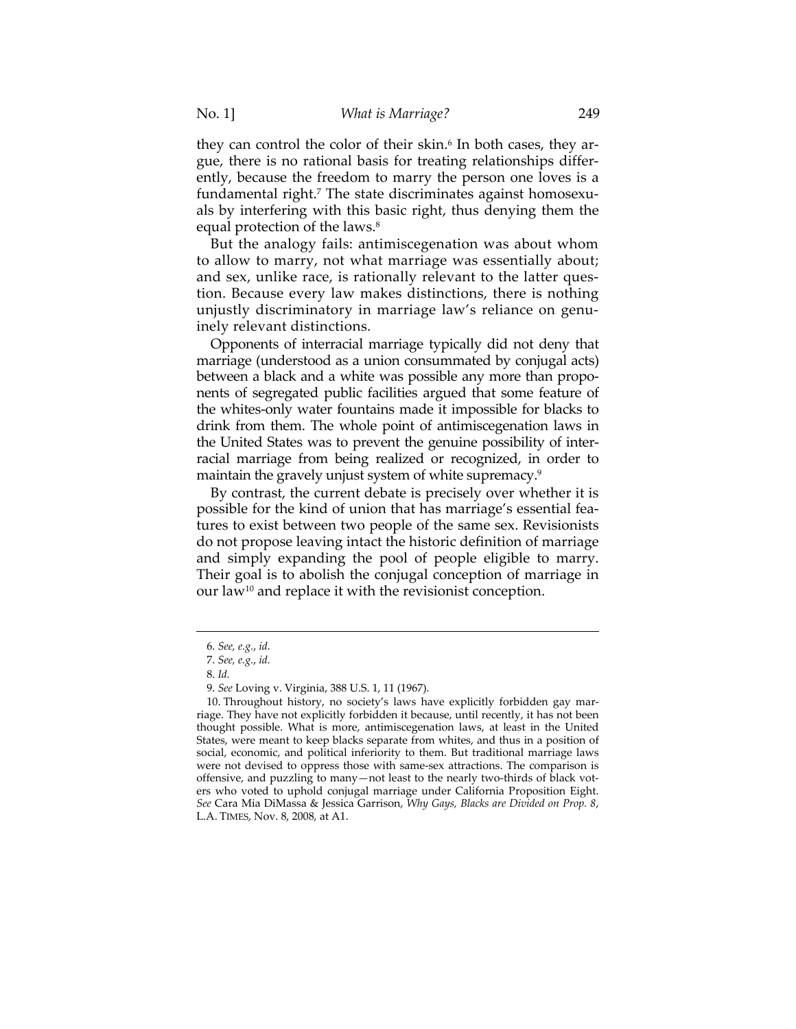they can control the color of their skin.[6] In both cases, they argue, there is no rational basis for treating relationships differently, because the freedom to marry the person one loves is a fundamental right.[7] The state discriminates against homosexuals by interfering with this basic right, thus denying them the equal protection of the laws.[8]

But the analogy fails: antimiscegenation was about whom to allow to marry, not what marriage was essentially about; and sex, unlike race, is rationally relevant to the latter question. Because every law makes distinctions, there is nothing unjustly discriminatory in marriage law's reliance on genuinely relevant distinctions.

Opponents of interracial marriage typically did not deny that marriage (understood as a union consummated by conjugal acts) between a black and a white was possible any more than proponents of segregated public facilities argued that some feature of the whites-only water fountains made it impossible for blacks to drink from them. The whole point of antimiscegenation laws in the United States was to prevent the genuine possibility of interracial marriage from being realized or recognized, in order to maintain the gravely unjust system of white supremacy.[9]

By contrast, the current debate is precisely over whether it is possible for the kind of union that has marriage's essential features to exist between two people of the same sex. Revisionists do not propose leaving intact the historic definition of marriage and simply expanding the pool of people eligible to marry. Their goal is to abolish the conjugal conception of marriage in our law[10] and replace it with the revisionist conception.

---

6. *See, e.g.*, *id.*

7. *See, e.g.*, *id.*

8. *Id.*

9. *See* Loving v. Virginia, 388 U.S. 1, 11 (1967).

10. Throughout history, no society's laws have explicitly forbidden gay marriage. They have not explicitly forbidden it because, until recently, it has not been thought possible. What is more, antimiscegenation laws, at least in the United States, were meant to keep blacks separate from whites, and thus in a position of social, economic, and political inferiority to them. But traditional marriage laws were not devised to oppress those with same-sex attractions. The comparison is offensive, and puzzling to many—not least to the nearly two-thirds of black voters who voted to uphold conjugal marriage under California Proposition Eight. *See* Cara Mia DiMassa & Jessica Garrison, *Why Gays, Blacks are Divided on Prop. 8*, L.A. TIMES, Nov. 8, 2008, at A1.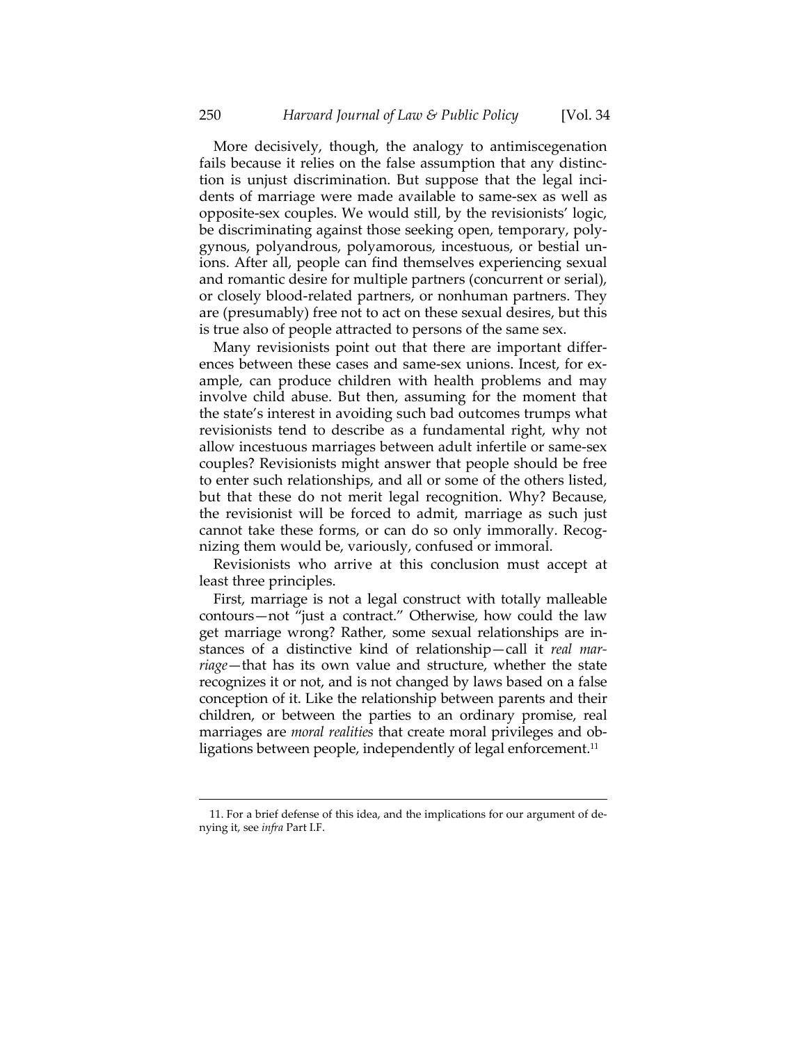More decisively, though, the analogy to antimiscegenation fails because it relies on the false assumption that any distinction is unjust discrimination. But suppose that the legal incidents of marriage were made available to same-sex as well as opposite-sex couples. We would still, by the revisionists' logic, be discriminating against those seeking open, temporary, polygynous, polyandrous, polyamorous, incestuous, or bestial unions. After all, people can find themselves experiencing sexual and romantic desire for multiple partners (concurrent or serial), or closely blood-related partners, or nonhuman partners. They are (presumably) free not to act on these sexual desires, but this is true also of people attracted to persons of the same sex.

Many revisionists point out that there are important differences between these cases and same-sex unions. Incest, for example, can produce children with health problems and may involve child abuse. But then, assuming for the moment that the state's interest in avoiding such bad outcomes trumps what revisionists tend to describe as a fundamental right, why not allow incestuous marriages between adult infertile or same-sex couples? Revisionists might answer that people should be free to enter such relationships, and all or some of the others listed, but that these do not merit legal recognition. Why? Because, the revisionist will be forced to admit, marriage as such just cannot take these forms, or can do so only immorally. Recognizing them would be, variously, confused or immoral.

Revisionists who arrive at this conclusion must accept at least three principles.

First, marriage is not a legal construct with totally malleable contours—not "just a contract." Otherwise, how could the law get marriage wrong? Rather, some sexual relationships are instances of a distinctive kind of relationship—call it *real marriage*—that has its own value and structure, whether the state recognizes it or not, and is not changed by laws based on a false conception of it. Like the relationship between parents and their children, or between the parties to an ordinary promise, real marriages are *moral realities* that create moral privileges and obligations between people, independently of legal enforcement.[11]

---

11. For a brief defense of this idea, and the implications for our argument of denying it, see *infra* Part I.F.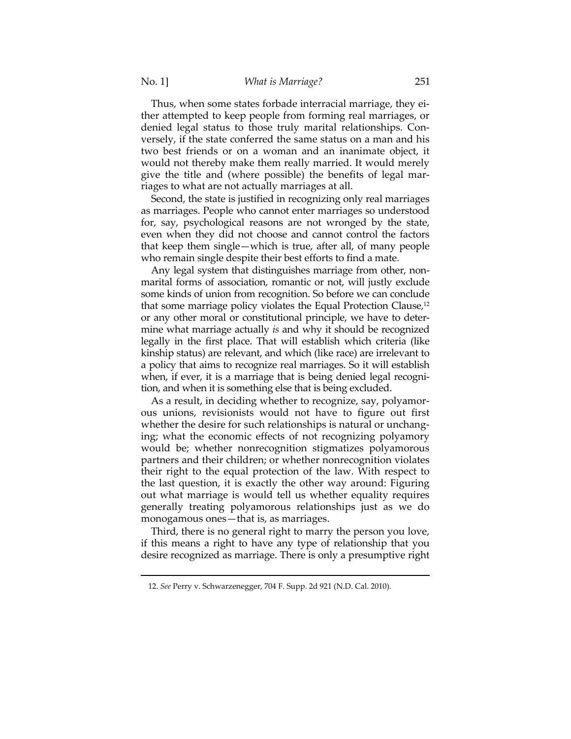Thus, when some states forbade interracial marriage, they either attempted to keep people from forming real marriages, or denied legal status to those truly marital relationships. Conversely, if the state conferred the same status on a man and his two best friends or on a woman and an inanimate object, it would not thereby make them really married. It would merely give the title and (where possible) the benefits of legal marriages to what are not actually marriages at all.

Second, the state is justified in recognizing only real marriages as marriages. People who cannot enter marriages so understood for, say, psychological reasons are not wronged by the state, even when they did not choose and cannot control the factors that keep them single—which is true, after all, of many people who remain single despite their best efforts to find a mate.

Any legal system that distinguishes marriage from other, nonmarital forms of association, romantic or not, will justly exclude some kinds of union from recognition. So before we can conclude that some marriage policy violates the Equal Protection Clause,[12] or any other moral or constitutional principle, we have to determine what marriage actually *is* and why it should be recognized legally in the first place. That will establish which criteria (like kinship status) are relevant, and which (like race) are irrelevant to a policy that aims to recognize real marriages. So it will establish when, if ever, it is a marriage that is being denied legal recognition, and when it is something else that is being excluded.

As a result, in deciding whether to recognize, say, polyamorous unions, revisionists would not have to figure out first whether the desire for such relationships is natural or unchanging; what the economic effects of not recognizing polyamory would be; whether nonrecognition stigmatizes polyamorous partners and their children; or whether nonrecognition violates their right to the equal protection of the law. With respect to the last question, it is exactly the other way around: Figuring out what marriage is would tell us whether equality requires generally treating polyamorous relationships just as we do monogamous ones—that is, as marriages.

Third, there is no general right to marry the person you love, if this means a right to have any type of relationship that you desire recognized as marriage. There is only a presumptive right

---

12. *See* Perry v. Schwarzenegger, 704 F. Supp. 2d 921 (N.D. Cal. 2010).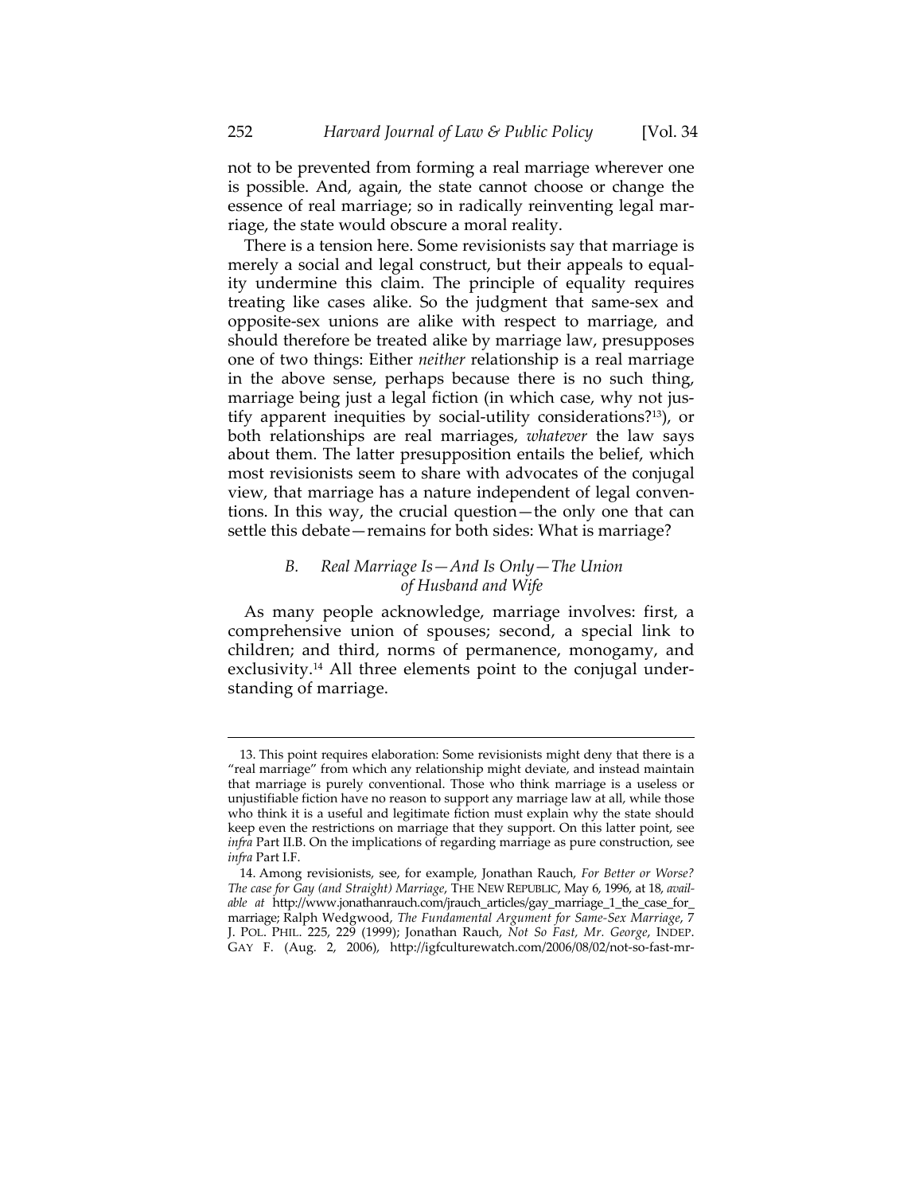not to be prevented from forming a real marriage wherever one is possible. And, again, the state cannot choose or change the essence of real marriage; so in radically reinventing legal marriage, the state would obscure a moral reality.

There is a tension here. Some revisionists say that marriage is merely a social and legal construct, but their appeals to equality undermine this claim. The principle of equality requires treating like cases alike. So the judgment that same-sex and opposite-sex unions are alike with respect to marriage, and should therefore be treated alike by marriage law, presupposes one of two things: Either *neither* relationship is a real marriage in the above sense, perhaps because there is no such thing, marriage being just a legal fiction (in which case, why not justify apparent inequities by social-utility considerations?[13]), or both relationships are real marriages, *whatever* the law says about them. The latter presupposition entails the belief, which most revisionists seem to share with advocates of the conjugal view, that marriage has a nature independent of legal conventions. In this way, the crucial question—the only one that can settle this debate—remains for both sides: What is marriage?

### *B. Real Marriage Is—And Is Only—The Union of Husband and Wife*

As many people acknowledge, marriage involves: first, a comprehensive union of spouses; second, a special link to children; and third, norms of permanence, monogamy, and exclusivity.[14] All three elements point to the conjugal understanding of marriage.

---

13. This point requires elaboration: Some revisionists might deny that there is a "real marriage" from which any relationship might deviate, and instead maintain that marriage is purely conventional. Those who think marriage is a useless or unjustifiable fiction have no reason to support any marriage law at all, while those who think it is a useful and legitimate fiction must explain why the state should keep even the restrictions on marriage that they support. On this latter point, see *infra* Part II.B. On the implications of regarding marriage as pure construction, see *infra* Part I.F.

14. Among revisionists, see, for example, Jonathan Rauch, *For Better or Worse? The case for Gay (and Straight) Marriage*, THE NEW REPUBLIC, May 6, 1996, at 18, *available at* http://www.jonathanrauch.com/jrauch_articles/gay_marriage_1_the_case_for_marriage; Ralph Wedgwood, *The Fundamental Argument for Same-Sex Marriage*, 7 J. POL. PHIL. 225, 229 (1999); Jonathan Rauch, *Not So Fast, Mr. George*, INDEP. GAY F. (Aug. 2, 2006), http://igfculturewatch.com/2006/08/02/not-so-fast-mr-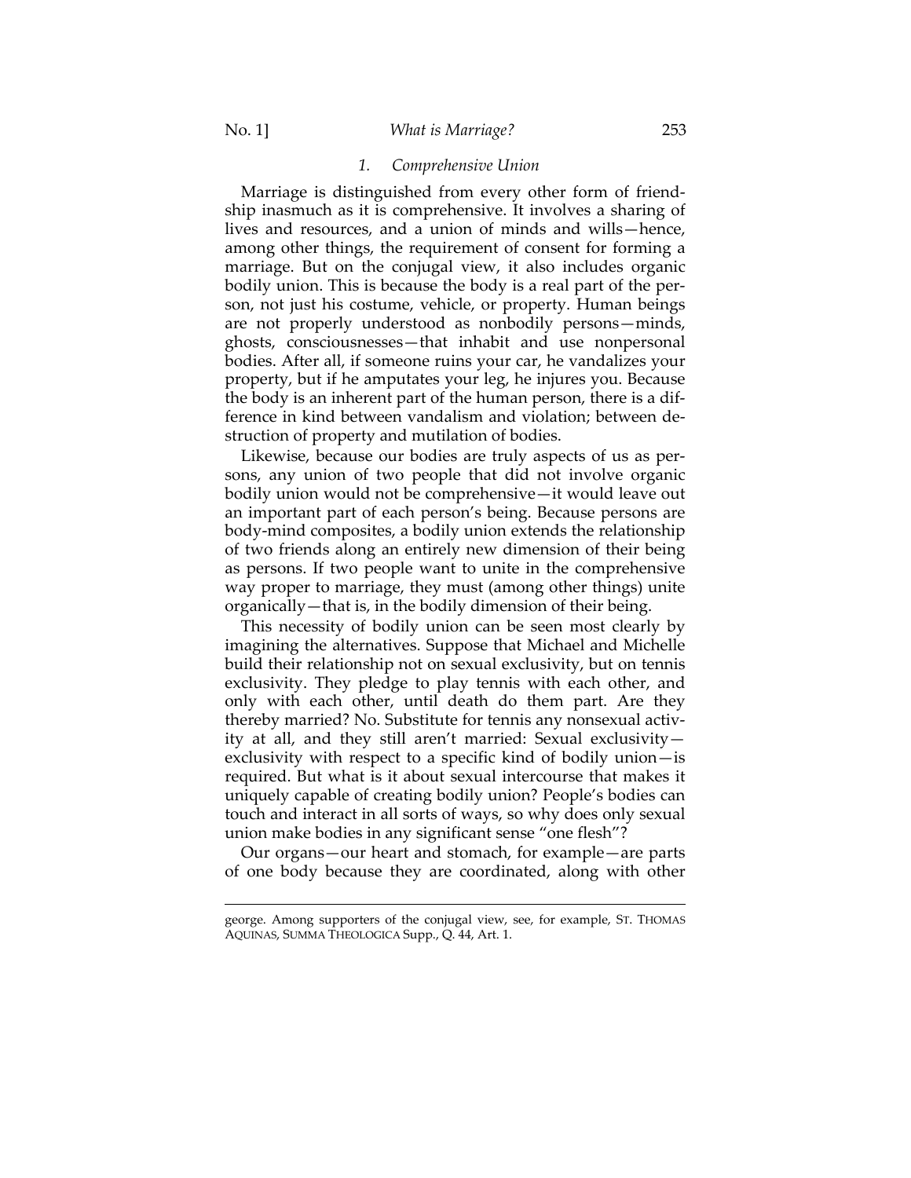### *1. Comprehensive Union*

Marriage is distinguished from every other form of friendship inasmuch as it is comprehensive. It involves a sharing of lives and resources, and a union of minds and wills—hence, among other things, the requirement of consent for forming a marriage. But on the conjugal view, it also includes organic bodily union. This is because the body is a real part of the person, not just his costume, vehicle, or property. Human beings are not properly understood as nonbodily persons—minds, ghosts, consciousnesses—that inhabit and use nonpersonal bodies. After all, if someone ruins your car, he vandalizes your property, but if he amputates your leg, he injures you. Because the body is an inherent part of the human person, there is a difference in kind between vandalism and violation; between destruction of property and mutilation of bodies.

Likewise, because our bodies are truly aspects of us as persons, any union of two people that did not involve organic bodily union would not be comprehensive—it would leave out an important part of each person's being. Because persons are body-mind composites, a bodily union extends the relationship of two friends along an entirely new dimension of their being as persons. If two people want to unite in the comprehensive way proper to marriage, they must (among other things) unite organically—that is, in the bodily dimension of their being.

This necessity of bodily union can be seen most clearly by imagining the alternatives. Suppose that Michael and Michelle build their relationship not on sexual exclusivity, but on tennis exclusivity. They pledge to play tennis with each other, and only with each other, until death do them part. Are they thereby married? No. Substitute for tennis any nonsexual activity at all, and they still aren't married: Sexual exclusivity—exclusivity with respect to a specific kind of bodily union—is required. But what is it about sexual intercourse that makes it uniquely capable of creating bodily union? People's bodies can touch and interact in all sorts of ways, so why does only sexual union make bodies in any significant sense "one flesh"?

Our organs—our heart and stomach, for example—are parts of one body because they are coordinated, along with other

---

george. Among supporters of the conjugal view, see, for example, ST. THOMAS AQUINAS, SUMMA THEOLOGICA Supp., Q. 44, Art. 1.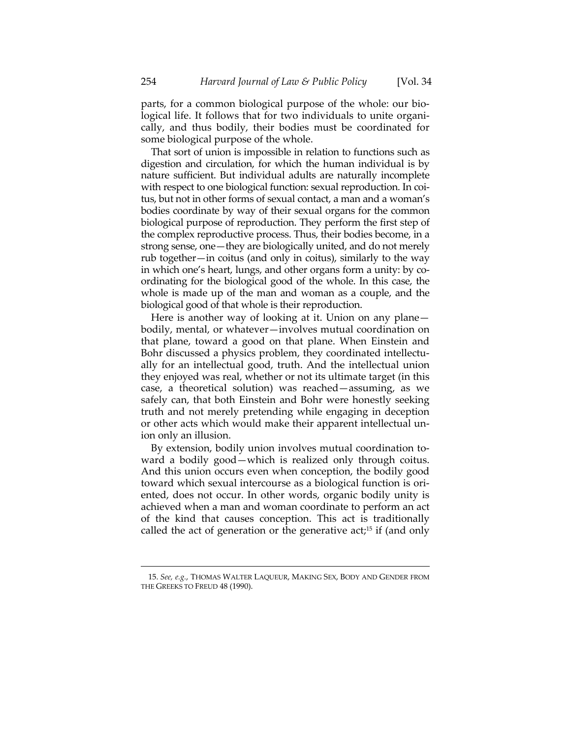parts, for a common biological purpose of the whole: our biological life. It follows that for two individuals to unite organically, and thus bodily, their bodies must be coordinated for some biological purpose of the whole.

That sort of union is impossible in relation to functions such as digestion and circulation, for which the human individual is by nature sufficient. But individual adults are naturally incomplete with respect to one biological function: sexual reproduction. In coitus, but not in other forms of sexual contact, a man and a woman's bodies coordinate by way of their sexual organs for the common biological purpose of reproduction. They perform the first step of the complex reproductive process. Thus, their bodies become, in a strong sense, one—they are biologically united, and do not merely rub together—in coitus (and only in coitus), similarly to the way in which one's heart, lungs, and other organs form a unity: by coordinating for the biological good of the whole. In this case, the whole is made up of the man and woman as a couple, and the biological good of that whole is their reproduction.

Here is another way of looking at it. Union on any plane—bodily, mental, or whatever—involves mutual coordination on that plane, toward a good on that plane. When Einstein and Bohr discussed a physics problem, they coordinated intellectually for an intellectual good, truth. And the intellectual union they enjoyed was real, whether or not its ultimate target (in this case, a theoretical solution) was reached—assuming, as we safely can, that both Einstein and Bohr were honestly seeking truth and not merely pretending while engaging in deception or other acts which would make their apparent intellectual union only an illusion.

By extension, bodily union involves mutual coordination toward a bodily good—which is realized only through coitus. And this union occurs even when conception, the bodily good toward which sexual intercourse as a biological function is oriented, does not occur. In other words, organic bodily unity is achieved when a man and woman coordinate to perform an act of the kind that causes conception. This act is traditionally called the act of generation or the generative act;[15] if (and only

15. *See, e.g.*, THOMAS WALTER LAQUEUR, MAKING SEX, BODY AND GENDER FROM THE GREEKS TO FREUD 48 (1990).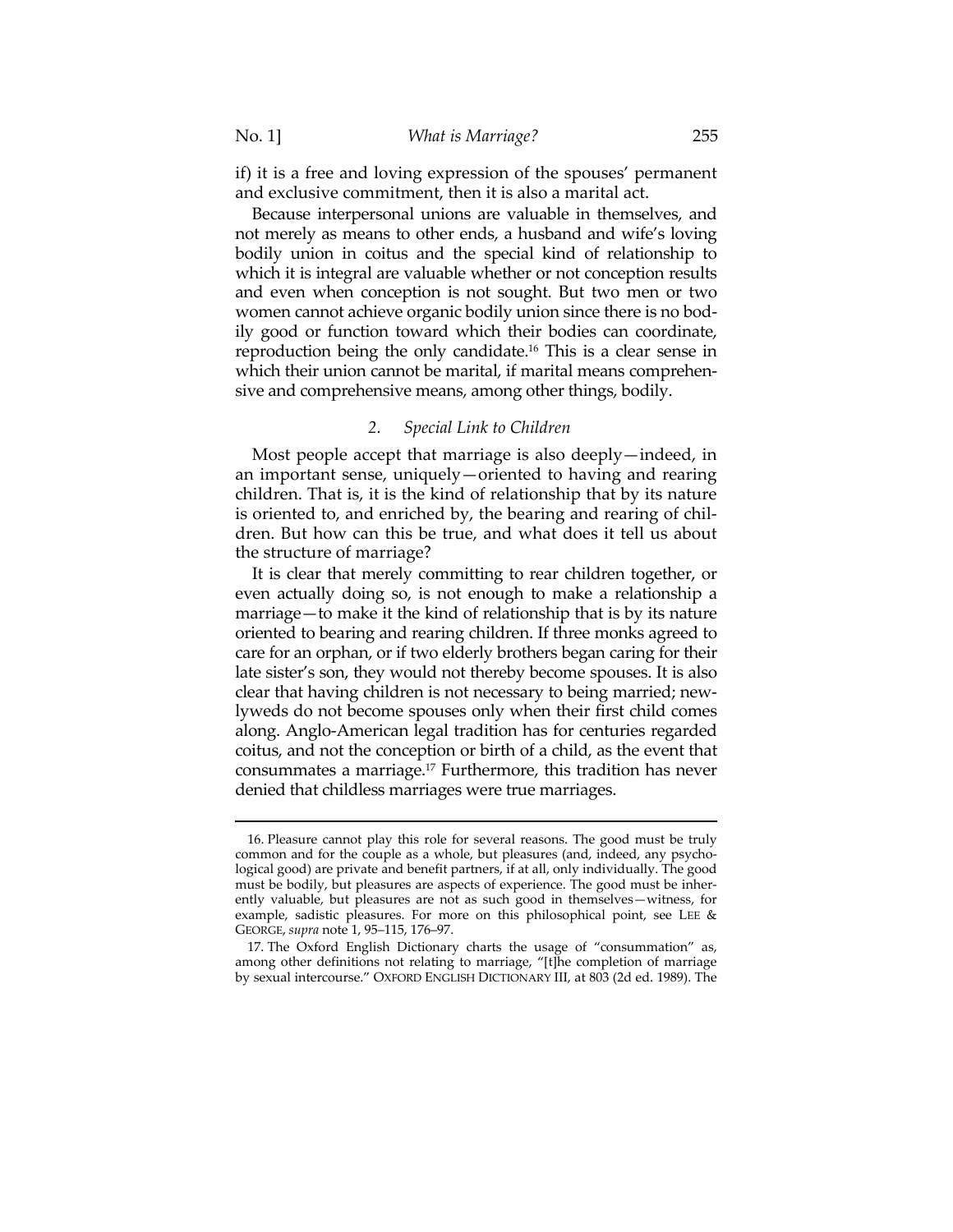if) it is a free and loving expression of the spouses' permanent and exclusive commitment, then it is also a marital act.

Because interpersonal unions are valuable in themselves, and not merely as means to other ends, a husband and wife's loving bodily union in coitus and the special kind of relationship to which it is integral are valuable whether or not conception results and even when conception is not sought. But two men or two women cannot achieve organic bodily union since there is no bodily good or function toward which their bodies can coordinate, reproduction being the only candidate.[16] This is a clear sense in which their union cannot be marital, if marital means comprehensive and comprehensive means, among other things, bodily.

### 2. *Special Link to Children*

Most people accept that marriage is also deeply—indeed, in an important sense, uniquely—oriented to having and rearing children. That is, it is the kind of relationship that by its nature is oriented to, and enriched by, the bearing and rearing of children. But how can this be true, and what does it tell us about the structure of marriage?

It is clear that merely committing to rear children together, or even actually doing so, is not enough to make a relationship a marriage—to make it the kind of relationship that is by its nature oriented to bearing and rearing children. If three monks agreed to care for an orphan, or if two elderly brothers began caring for their late sister's son, they would not thereby become spouses. It is also clear that having children is not necessary to being married; newlyweds do not become spouses only when their first child comes along. Anglo-American legal tradition has for centuries regarded coitus, and not the conception or birth of a child, as the event that consummates a marriage.[17] Furthermore, this tradition has never denied that childless marriages were true marriages.

---

16. Pleasure cannot play this role for several reasons. The good must be truly common and for the couple as a whole, but pleasures (and, indeed, any psychological good) are private and benefit partners, if at all, only individually. The good must be bodily, but pleasures are aspects of experience. The good must be inherently valuable, but pleasures are not as such good in themselves—witness, for example, sadistic pleasures. For more on this philosophical point, see LEE & GEORGE, *supra* note 1, 95–115, 176–97.

17. The Oxford English Dictionary charts the usage of "consummation" as, among other definitions not relating to marriage, "[t]he completion of marriage by sexual intercourse." OXFORD ENGLISH DICTIONARY III, at 803 (2d ed. 1989). The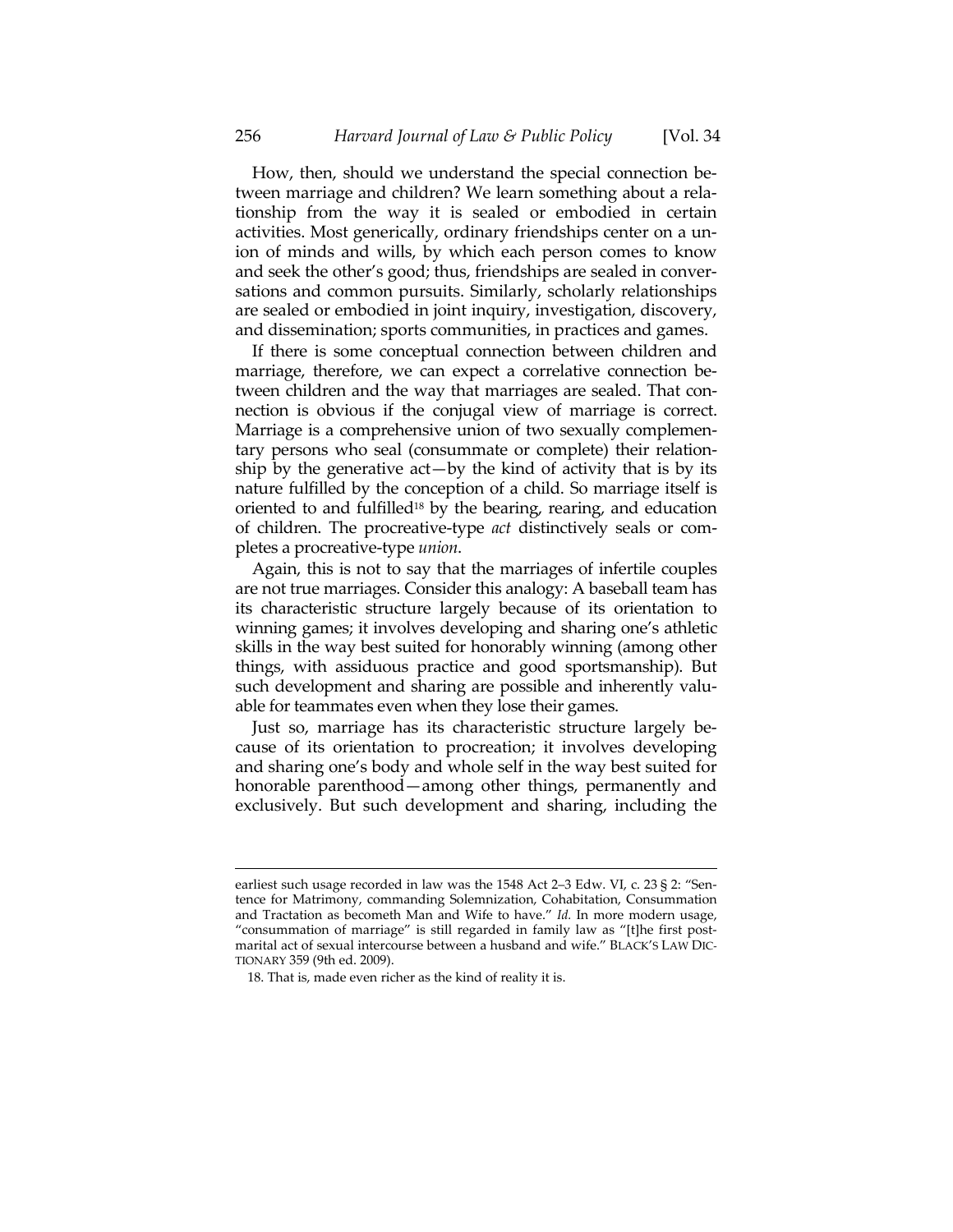How, then, should we understand the special connection between marriage and children? We learn something about a relationship from the way it is sealed or embodied in certain activities. Most generically, ordinary friendships center on a union of minds and wills, by which each person comes to know and seek the other's good; thus, friendships are sealed in conversations and common pursuits. Similarly, scholarly relationships are sealed or embodied in joint inquiry, investigation, discovery, and dissemination; sports communities, in practices and games.

If there is some conceptual connection between children and marriage, therefore, we can expect a correlative connection between children and the way that marriages are sealed. That connection is obvious if the conjugal view of marriage is correct. Marriage is a comprehensive union of two sexually complementary persons who seal (consummate or complete) their relationship by the generative act—by the kind of activity that is by its nature fulfilled by the conception of a child. So marriage itself is oriented to and fulfilled[18] by the bearing, rearing, and education of children. The procreative-type *act* distinctively seals or completes a procreative-type *union*.

Again, this is not to say that the marriages of infertile couples are not true marriages. Consider this analogy: A baseball team has its characteristic structure largely because of its orientation to winning games; it involves developing and sharing one's athletic skills in the way best suited for honorably winning (among other things, with assiduous practice and good sportsmanship). But such development and sharing are possible and inherently valuable for teammates even when they lose their games.

Just so, marriage has its characteristic structure largely because of its orientation to procreation; it involves developing and sharing one's body and whole self in the way best suited for honorable parenthood—among other things, permanently and exclusively. But such development and sharing, including the

---

earliest such usage recorded in law was the 1548 Act 2–3 Edw. VI, c. 23 § 2: "Sentence for Matrimony, commanding Solemnization, Cohabitation, Consummation and Tractation as becometh Man and Wife to have." *Id.* In more modern usage, "consummation of marriage" is still regarded in family law as "[t]he first post-marital act of sexual intercourse between a husband and wife." BLACK'S LAW DICTIONARY 359 (9th ed. 2009).

18. That is, made even richer as the kind of reality it is.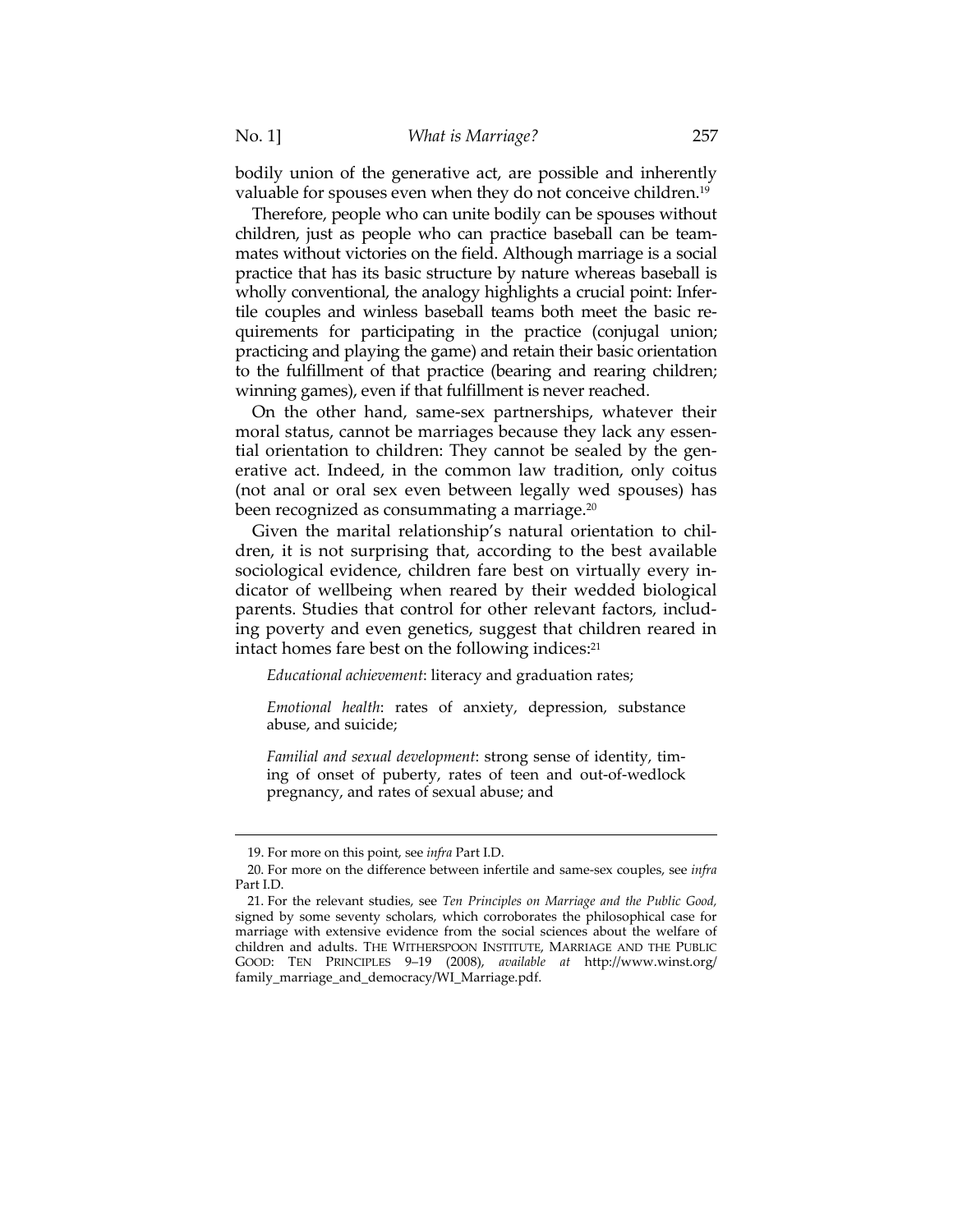bodily union of the generative act, are possible and inherently valuable for spouses even when they do not conceive children.[19]

Therefore, people who can unite bodily can be spouses without children, just as people who can practice baseball can be teammates without victories on the field. Although marriage is a social practice that has its basic structure by nature whereas baseball is wholly conventional, the analogy highlights a crucial point: Infertile couples and winless baseball teams both meet the basic requirements for participating in the practice (conjugal union; practicing and playing the game) and retain their basic orientation to the fulfillment of that practice (bearing and rearing children; winning games), even if that fulfillment is never reached.

On the other hand, same-sex partnerships, whatever their moral status, cannot be marriages because they lack any essential orientation to children: They cannot be sealed by the generative act. Indeed, in the common law tradition, only coitus (not anal or oral sex even between legally wed spouses) has been recognized as consummating a marriage.[20]

Given the marital relationship's natural orientation to children, it is not surprising that, according to the best available sociological evidence, children fare best on virtually every indicator of wellbeing when reared by their wedded biological parents. Studies that control for other relevant factors, including poverty and even genetics, suggest that children reared in intact homes fare best on the following indices:[21]

> *Educational achievement*: literacy and graduation rates;
>
> *Emotional health*: rates of anxiety, depression, substance abuse, and suicide;
>
> *Familial and sexual development*: strong sense of identity, timing of onset of puberty, rates of teen and out-of-wedlock pregnancy, and rates of sexual abuse; and

---

19. For more on this point, see *infra* Part I.D.

20. For more on the difference between infertile and same-sex couples, see *infra* Part I.D.

21. For the relevant studies, see *Ten Principles on Marriage and the Public Good,* signed by some seventy scholars, which corroborates the philosophical case for marriage with extensive evidence from the social sciences about the welfare of children and adults. THE WITHERSPOON INSTITUTE, MARRIAGE AND THE PUBLIC GOOD: TEN PRINCIPLES 9–19 (2008), *available at* http://www.winst.org/family_marriage_and_democracy/WI_Marriage.pdf.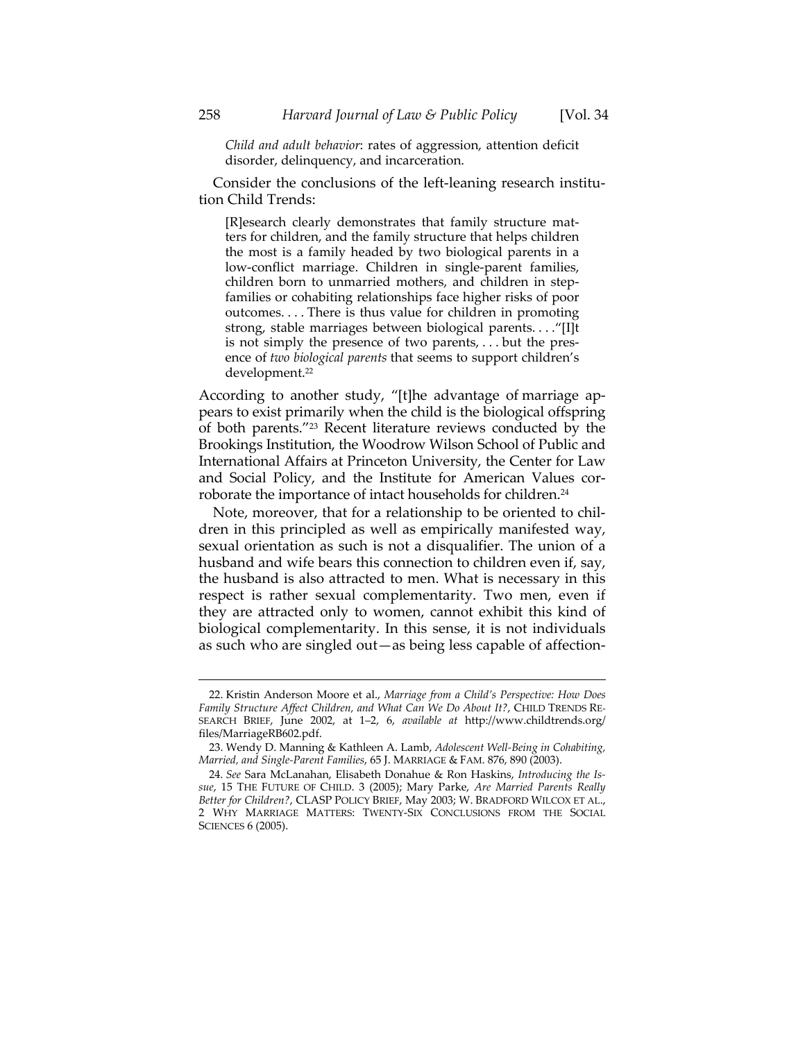*Child and adult behavior*: rates of aggression, attention deficit disorder, delinquency, and incarceration.

Consider the conclusions of the left-leaning research institution Child Trends:

> [R]esearch clearly demonstrates that family structure matters for children, and the family structure that helps children the most is a family headed by two biological parents in a low-conflict marriage. Children in single-parent families, children born to unmarried mothers, and children in stepfamilies or cohabiting relationships face higher risks of poor outcomes. . . . There is thus value for children in promoting strong, stable marriages between biological parents. . . ."[I]t is not simply the presence of two parents, . . . but the presence of *two biological parents* that seems to support children's development.[22]

According to another study, "[t]he advantage of marriage appears to exist primarily when the child is the biological offspring of both parents."[23] Recent literature reviews conducted by the Brookings Institution, the Woodrow Wilson School of Public and International Affairs at Princeton University, the Center for Law and Social Policy, and the Institute for American Values corroborate the importance of intact households for children.[24]

Note, moreover, that for a relationship to be oriented to children in this principled as well as empirically manifested way, sexual orientation as such is not a disqualifier. The union of a husband and wife bears this connection to children even if, say, the husband is also attracted to men. What is necessary in this respect is rather sexual complementarity. Two men, even if they are attracted only to women, cannot exhibit this kind of biological complementarity. In this sense, it is not individuals as such who are singled out—as being less capable of affection-

---

22. Kristin Anderson Moore et al., *Marriage from a Child's Perspective: How Does Family Structure Affect Children, and What Can We Do About It?*, CHILD TRENDS RESEARCH BRIEF, June 2002, at 1–2, 6, *available at* http://www.childtrends.org/files/MarriageRB602.pdf.

23. Wendy D. Manning & Kathleen A. Lamb, *Adolescent Well-Being in Cohabiting, Married, and Single-Parent Families*, 65 J. MARRIAGE & FAM. 876, 890 (2003).

24. *See* Sara McLanahan, Elisabeth Donahue & Ron Haskins, *Introducing the Issue*, 15 THE FUTURE OF CHILD. 3 (2005); Mary Parke, *Are Married Parents Really Better for Children?*, CLASP POLICY BRIEF, May 2003; W. BRADFORD WILCOX ET AL., 2 WHY MARRIAGE MATTERS: TWENTY-SIX CONCLUSIONS FROM THE SOCIAL SCIENCES 6 (2005).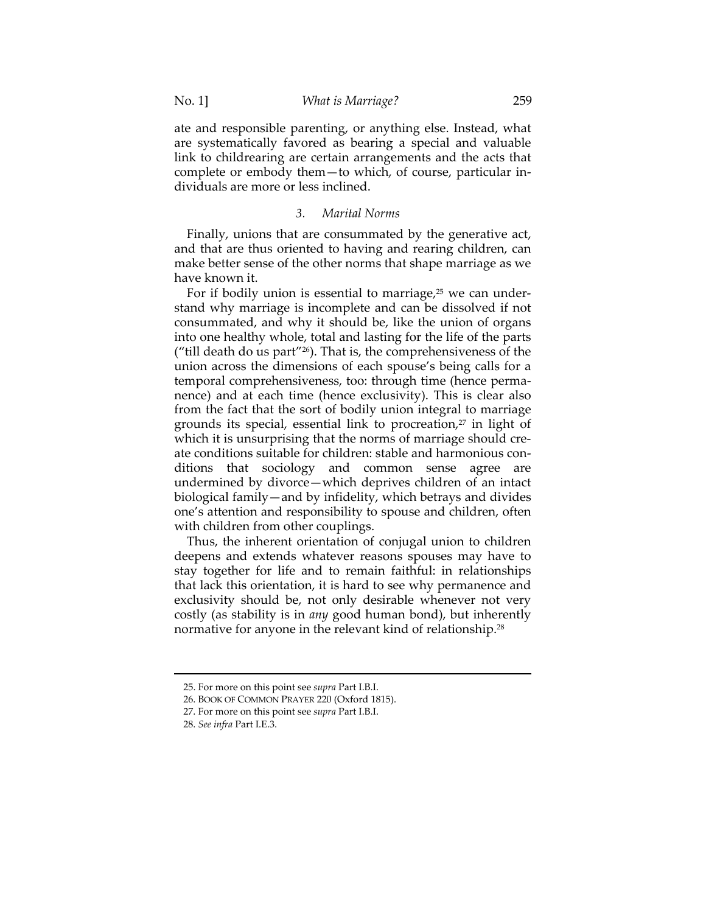ate and responsible parenting, or anything else. Instead, what are systematically favored as bearing a special and valuable link to childrearing are certain arrangements and the acts that complete or embody them—to which, of course, particular individuals are more or less inclined.

### *3. Marital Norms*

Finally, unions that are consummated by the generative act, and that are thus oriented to having and rearing children, can make better sense of the other norms that shape marriage as we have known it.

For if bodily union is essential to marriage,[25] we can understand why marriage is incomplete and can be dissolved if not consummated, and why it should be, like the union of organs into one healthy whole, total and lasting for the life of the parts ("till death do us part"[26]). That is, the comprehensiveness of the union across the dimensions of each spouse's being calls for a temporal comprehensiveness, too: through time (hence permanence) and at each time (hence exclusivity). This is clear also from the fact that the sort of bodily union integral to marriage grounds its special, essential link to procreation,[27] in light of which it is unsurprising that the norms of marriage should create conditions suitable for children: stable and harmonious conditions that sociology and common sense agree are undermined by divorce—which deprives children of an intact biological family—and by infidelity, which betrays and divides one's attention and responsibility to spouse and children, often with children from other couplings.

Thus, the inherent orientation of conjugal union to children deepens and extends whatever reasons spouses may have to stay together for life and to remain faithful: in relationships that lack this orientation, it is hard to see why permanence and exclusivity should be, not only desirable whenever not very costly (as stability is in *any* good human bond), but inherently normative for anyone in the relevant kind of relationship.[28]

---

25. For more on this point see *supra* Part I.B.I.

26. BOOK OF COMMON PRAYER 220 (Oxford 1815).

27. For more on this point see *supra* Part I.B.I.

28. *See infra* Part I.E.3.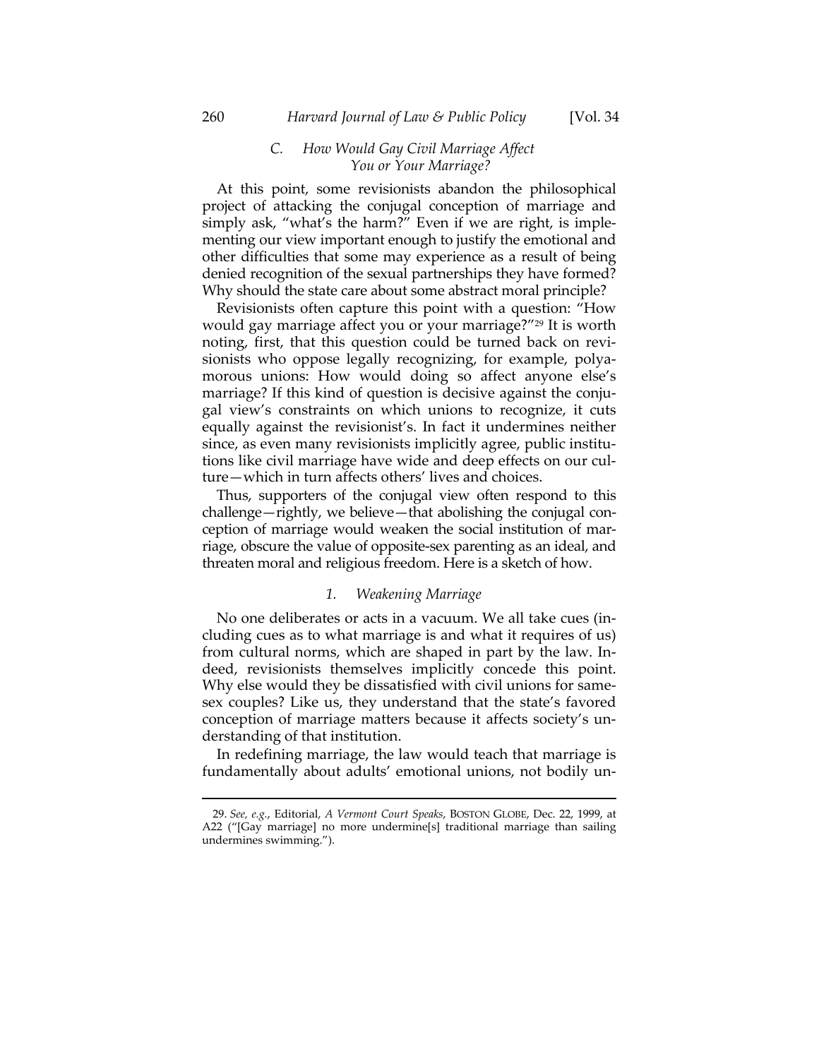### C. *How Would Gay Civil Marriage Affect You or Your Marriage?*

At this point, some revisionists abandon the philosophical project of attacking the conjugal conception of marriage and simply ask, "what's the harm?" Even if we are right, is implementing our view important enough to justify the emotional and other difficulties that some may experience as a result of being denied recognition of the sexual partnerships they have formed? Why should the state care about some abstract moral principle?

Revisionists often capture this point with a question: "How would gay marriage affect you or your marriage?"[29] It is worth noting, first, that this question could be turned back on revisionists who oppose legally recognizing, for example, polyamorous unions: How would doing so affect anyone else's marriage? If this kind of question is decisive against the conjugal view's constraints on which unions to recognize, it cuts equally against the revisionist's. In fact it undermines neither since, as even many revisionists implicitly agree, public institutions like civil marriage have wide and deep effects on our culture—which in turn affects others' lives and choices.

Thus, supporters of the conjugal view often respond to this challenge—rightly, we believe—that abolishing the conjugal conception of marriage would weaken the social institution of marriage, obscure the value of opposite-sex parenting as an ideal, and threaten moral and religious freedom. Here is a sketch of how.

#### 1. *Weakening Marriage*

No one deliberates or acts in a vacuum. We all take cues (including cues as to what marriage is and what it requires of us) from cultural norms, which are shaped in part by the law. Indeed, revisionists themselves implicitly concede this point. Why else would they be dissatisfied with civil unions for same-sex couples? Like us, they understand that the state's favored conception of marriage matters because it affects society's understanding of that institution.

In redefining marriage, the law would teach that marriage is fundamentally about adults' emotional unions, not bodily un-

---

29. *See, e.g.*, Editorial, *A Vermont Court Speaks*, BOSTON GLOBE, Dec. 22, 1999, at A22 ("[Gay marriage] no more undermine[s] traditional marriage than sailing undermines swimming.").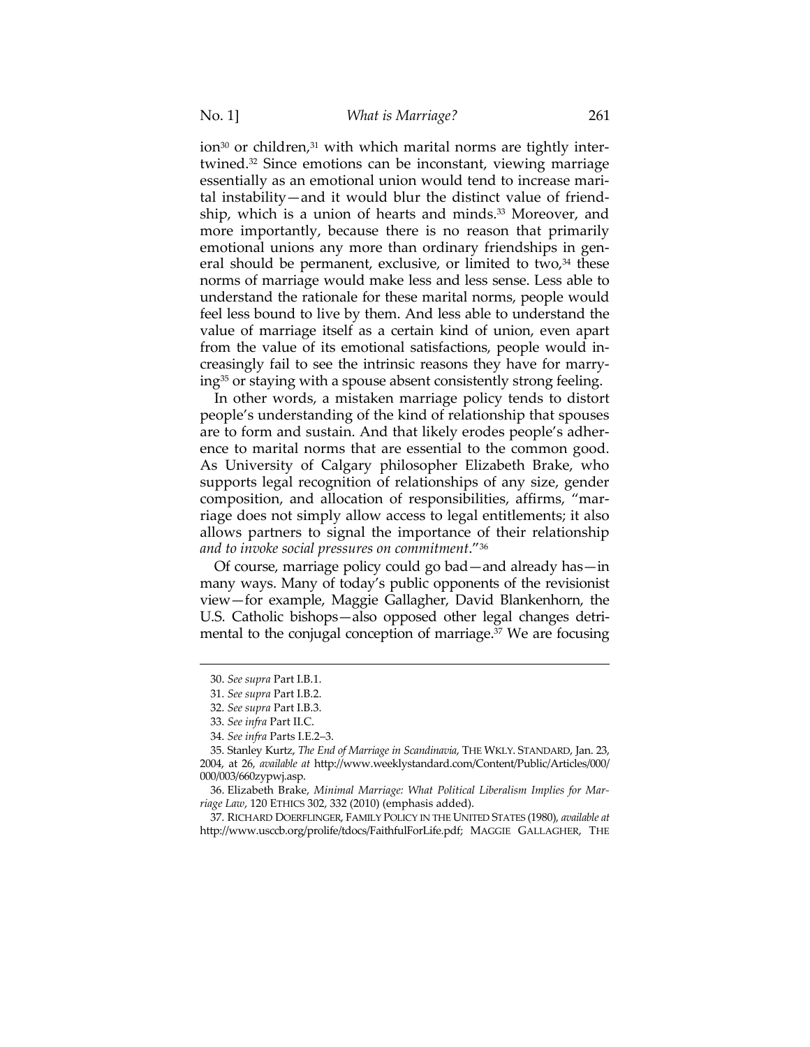ion[30] or children,[31] with which marital norms are tightly intertwined.[32] Since emotions can be inconstant, viewing marriage essentially as an emotional union would tend to increase marital instability—and it would blur the distinct value of friendship, which is a union of hearts and minds.[33] Moreover, and more importantly, because there is no reason that primarily emotional unions any more than ordinary friendships in general should be permanent, exclusive, or limited to two,[34] these norms of marriage would make less and less sense. Less able to understand the rationale for these marital norms, people would feel less bound to live by them. And less able to understand the value of marriage itself as a certain kind of union, even apart from the value of its emotional satisfactions, people would increasingly fail to see the intrinsic reasons they have for marrying[35] or staying with a spouse absent consistently strong feeling.

In other words, a mistaken marriage policy tends to distort people's understanding of the kind of relationship that spouses are to form and sustain. And that likely erodes people's adherence to marital norms that are essential to the common good. As University of Calgary philosopher Elizabeth Brake, who supports legal recognition of relationships of any size, gender composition, and allocation of responsibilities, affirms, "marriage does not simply allow access to legal entitlements; it also allows partners to signal the importance of their relationship *and to invoke social pressures on commitment*."[36]

Of course, marriage policy could go bad—and already has—in many ways. Many of today's public opponents of the revisionist view—for example, Maggie Gallagher, David Blankenhorn, the U.S. Catholic bishops—also opposed other legal changes detrimental to the conjugal conception of marriage.[37] We are focusing

---

30. *See supra* Part I.B.1.

31. *See supra* Part I.B.2.

32. *See supra* Part I.B.3.

33. *See infra* Part II.C.

34. *See infra* Parts I.E.2–3.

35. Stanley Kurtz, *The End of Marriage in Scandinavia*, THE WKLY. STANDARD, Jan. 23, 2004, at 26, *available at* http://www.weeklystandard.com/Content/Public/Articles/000/000/003/660zypwj.asp.

36. Elizabeth Brake, *Minimal Marriage: What Political Liberalism Implies for Marriage Law*, 120 ETHICS 302, 332 (2010) (emphasis added).

37. RICHARD DOERFLINGER, FAMILY POLICY IN THE UNITED STATES (1980), *available at* http://www.usccb.org/prolife/tdocs/FaithfulForLife.pdf; MAGGIE GALLAGHER, THE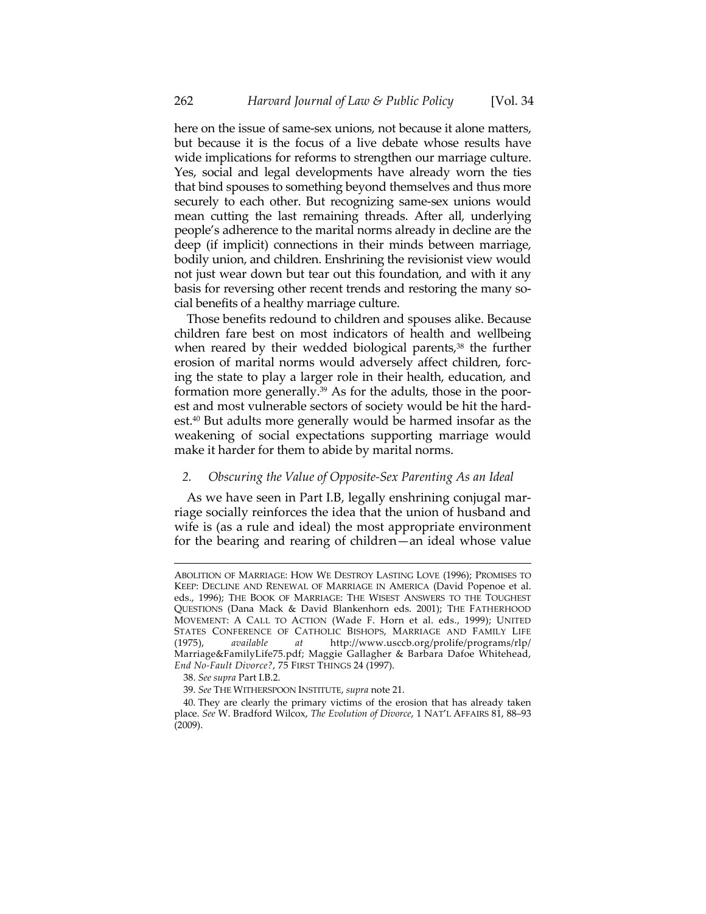here on the issue of same-sex unions, not because it alone matters, but because it is the focus of a live debate whose results have wide implications for reforms to strengthen our marriage culture. Yes, social and legal developments have already worn the ties that bind spouses to something beyond themselves and thus more securely to each other. But recognizing same-sex unions would mean cutting the last remaining threads. After all, underlying people's adherence to the marital norms already in decline are the deep (if implicit) connections in their minds between marriage, bodily union, and children. Enshrining the revisionist view would not just wear down but tear out this foundation, and with it any basis for reversing other recent trends and restoring the many social benefits of a healthy marriage culture.

Those benefits redound to children and spouses alike. Because children fare best on most indicators of health and wellbeing when reared by their wedded biological parents,[38] the further erosion of marital norms would adversely affect children, forcing the state to play a larger role in their health, education, and formation more generally.[39] As for the adults, those in the poorest and most vulnerable sectors of society would be hit the hardest.[40] But adults more generally would be harmed insofar as the weakening of social expectations supporting marriage would make it harder for them to abide by marital norms.

### *2. Obscuring the Value of Opposite-Sex Parenting As an Ideal*

As we have seen in Part I.B, legally enshrining conjugal marriage socially reinforces the idea that the union of husband and wife is (as a rule and ideal) the most appropriate environment for the bearing and rearing of children—an ideal whose value

---

ABOLITION OF MARRIAGE: HOW WE DESTROY LASTING LOVE (1996); PROMISES TO KEEP: DECLINE AND RENEWAL OF MARRIAGE IN AMERICA (David Popenoe et al. eds., 1996); THE BOOK OF MARRIAGE: THE WISEST ANSWERS TO THE TOUGHEST QUESTIONS (Dana Mack & David Blankenhorn eds. 2001); THE FATHERHOOD MOVEMENT: A CALL TO ACTION (Wade F. Horn et al. eds., 1999); UNITED STATES CONFERENCE OF CATHOLIC BISHOPS, MARRIAGE AND FAMILY LIFE (1975), *available at* http://www.usccb.org/prolife/programs/rlp/Marriage&FamilyLife75.pdf; Maggie Gallagher & Barbara Dafoe Whitehead, *End No-Fault Divorce?*, 75 FIRST THINGS 24 (1997).

38. *See supra* Part I.B.2.

39. *See* THE WITHERSPOON INSTITUTE, *supra* note 21.

40. They are clearly the primary victims of the erosion that has already taken place. *See* W. Bradford Wilcox, *The Evolution of Divorce*, 1 NAT'L AFFAIRS 81, 88–93 (2009).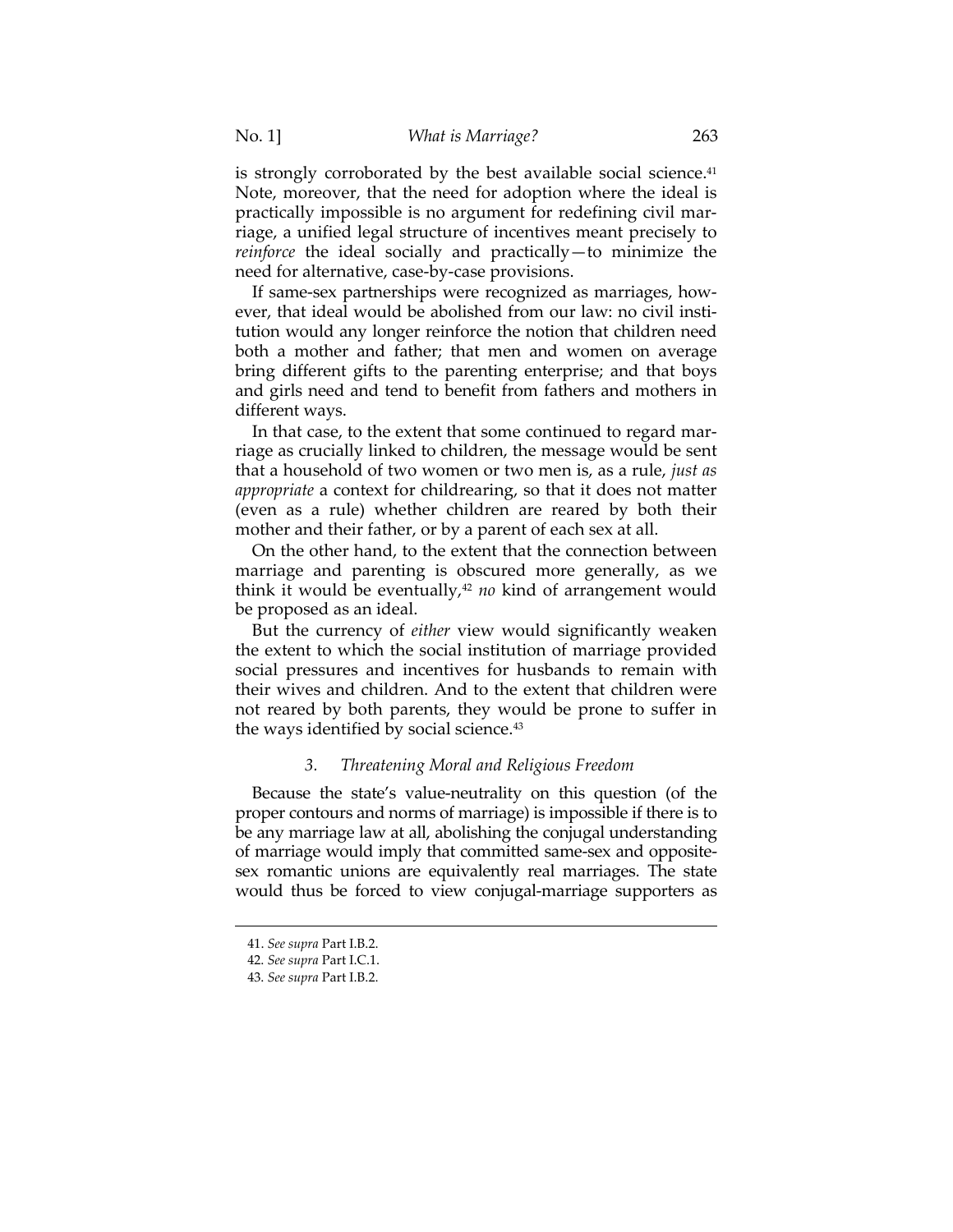is strongly corroborated by the best available social science.[41] Note, moreover, that the need for adoption where the ideal is practically impossible is no argument for redefining civil marriage, a unified legal structure of incentives meant precisely to *reinforce* the ideal socially and practically—to minimize the need for alternative, case-by-case provisions.

If same-sex partnerships were recognized as marriages, however, that ideal would be abolished from our law: no civil institution would any longer reinforce the notion that children need both a mother and father; that men and women on average bring different gifts to the parenting enterprise; and that boys and girls need and tend to benefit from fathers and mothers in different ways.

In that case, to the extent that some continued to regard marriage as crucially linked to children, the message would be sent that a household of two women or two men is, as a rule, *just as appropriate* a context for childrearing, so that it does not matter (even as a rule) whether children are reared by both their mother and their father, or by a parent of each sex at all.

On the other hand, to the extent that the connection between marriage and parenting is obscured more generally, as we think it would be eventually,[42] *no* kind of arrangement would be proposed as an ideal.

But the currency of *either* view would significantly weaken the extent to which the social institution of marriage provided social pressures and incentives for husbands to remain with their wives and children. And to the extent that children were not reared by both parents, they would be prone to suffer in the ways identified by social science.[43]

### 3. *Threatening Moral and Religious Freedom*

Because the state's value-neutrality on this question (of the proper contours and norms of marriage) is impossible if there is to be any marriage law at all, abolishing the conjugal understanding of marriage would imply that committed same-sex and opposite-sex romantic unions are equivalently real marriages. The state would thus be forced to view conjugal-marriage supporters as

---

41. *See supra* Part I.B.2.

42. *See supra* Part I.C.1.

43. *See supra* Part I.B.2.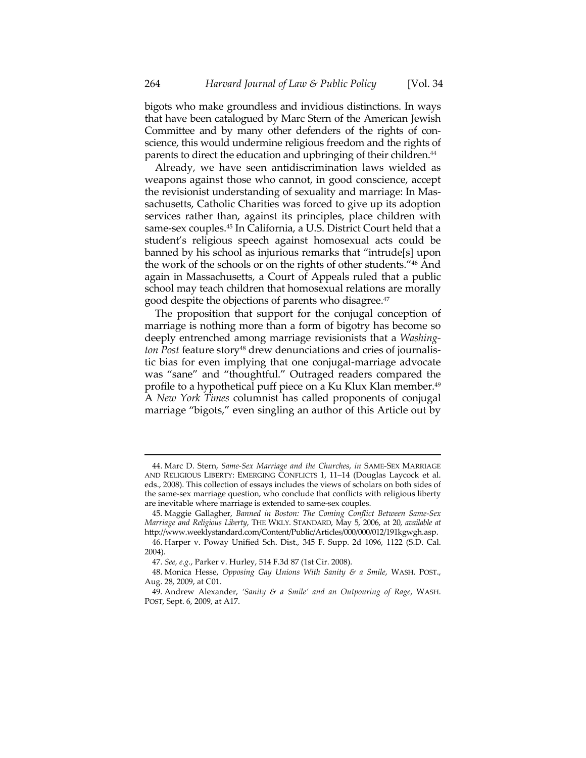bigots who make groundless and invidious distinctions. In ways that have been catalogued by Marc Stern of the American Jewish Committee and by many other defenders of the rights of conscience, this would undermine religious freedom and the rights of parents to direct the education and upbringing of their children.[44]

Already, we have seen antidiscrimination laws wielded as weapons against those who cannot, in good conscience, accept the revisionist understanding of sexuality and marriage: In Massachusetts, Catholic Charities was forced to give up its adoption services rather than, against its principles, place children with same-sex couples.[45] In California, a U.S. District Court held that a student's religious speech against homosexual acts could be banned by his school as injurious remarks that "intrude[s] upon the work of the schools or on the rights of other students."[46] And again in Massachusetts, a Court of Appeals ruled that a public school may teach children that homosexual relations are morally good despite the objections of parents who disagree.[47]

The proposition that support for the conjugal conception of marriage is nothing more than a form of bigotry has become so deeply entrenched among marriage revisionists that a *Washington Post* feature story[48] drew denunciations and cries of journalistic bias for even implying that one conjugal-marriage advocate was "sane" and "thoughtful." Outraged readers compared the profile to a hypothetical puff piece on a Ku Klux Klan member.[49] A *New York Times* columnist has called proponents of conjugal marriage "bigots," even singling an author of this Article out by

---

44. Marc D. Stern, *Same-Sex Marriage and the Churches*, *in* SAME-SEX MARRIAGE AND RELIGIOUS LIBERTY: EMERGING CONFLICTS 1, 11–14 (Douglas Laycock et al. eds., 2008). This collection of essays includes the views of scholars on both sides of the same-sex marriage question, who conclude that conflicts with religious liberty are inevitable where marriage is extended to same-sex couples.

45. Maggie Gallagher, *Banned in Boston: The Coming Conflict Between Same-Sex Marriage and Religious Liberty*, THE WKLY. STANDARD, May 5, 2006, at 20, *available at* http://www.weeklystandard.com/Content/Public/Articles/000/000/012/191kgwgh.asp.

46. Harper v. Poway Unified Sch. Dist., 345 F. Supp. 2d 1096, 1122 (S.D. Cal. 2004).

47. *See, e.g.*, Parker v. Hurley, 514 F.3d 87 (1st Cir. 2008).

48. Monica Hesse, *Opposing Gay Unions With Sanity & a Smile*, WASH. POST., Aug. 28, 2009, at C01.

49. Andrew Alexander, *'Sanity & a Smile' and an Outpouring of Rage*, WASH. POST, Sept. 6, 2009, at A17.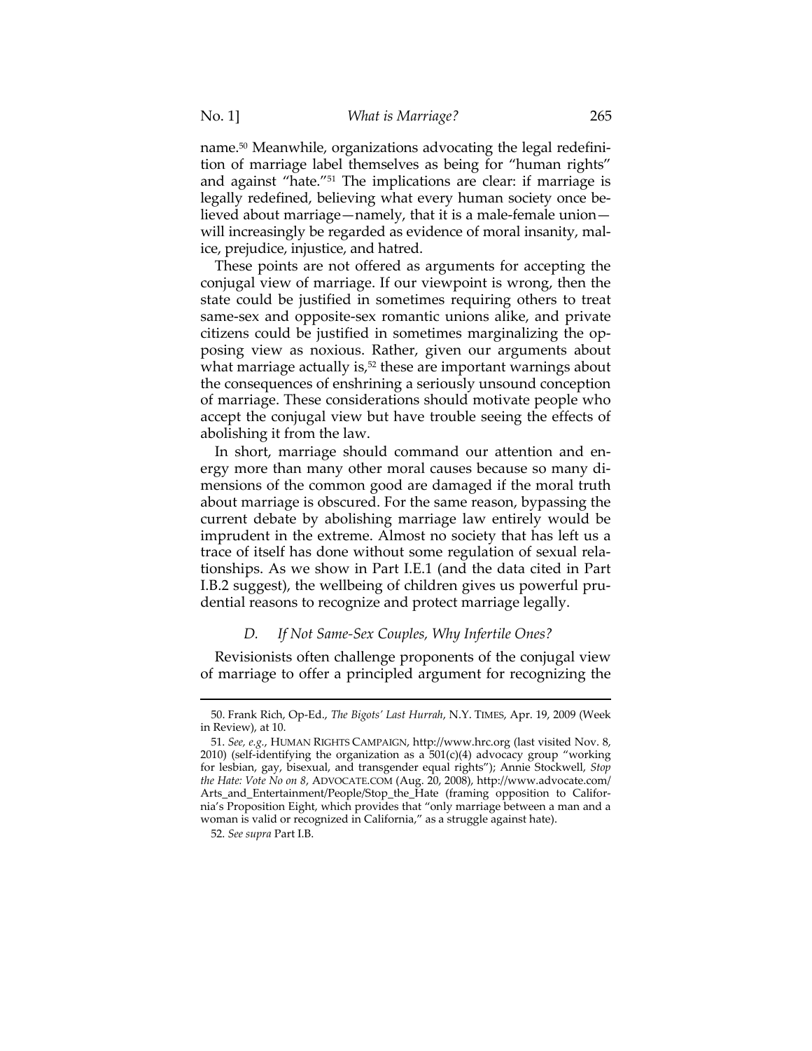name.[50] Meanwhile, organizations advocating the legal redefinition of marriage label themselves as being for "human rights" and against "hate."[51] The implications are clear: if marriage is legally redefined, believing what every human society once believed about marriage—namely, that it is a male-female union—will increasingly be regarded as evidence of moral insanity, malice, prejudice, injustice, and hatred.

These points are not offered as arguments for accepting the conjugal view of marriage. If our viewpoint is wrong, then the state could be justified in sometimes requiring others to treat same-sex and opposite-sex romantic unions alike, and private citizens could be justified in sometimes marginalizing the opposing view as noxious. Rather, given our arguments about what marriage actually is,[52] these are important warnings about the consequences of enshrining a seriously unsound conception of marriage. These considerations should motivate people who accept the conjugal view but have trouble seeing the effects of abolishing it from the law.

In short, marriage should command our attention and energy more than many other moral causes because so many dimensions of the common good are damaged if the moral truth about marriage is obscured. For the same reason, bypassing the current debate by abolishing marriage law entirely would be imprudent in the extreme. Almost no society that has left us a trace of itself has done without some regulation of sexual relationships. As we show in Part I.E.1 (and the data cited in Part I.B.2 suggest), the wellbeing of children gives us powerful prudential reasons to recognize and protect marriage legally.

### *D. If Not Same-Sex Couples, Why Infertile Ones?*

Revisionists often challenge proponents of the conjugal view of marriage to offer a principled argument for recognizing the

---

50. Frank Rich, Op-Ed., *The Bigots' Last Hurrah*, N.Y. TIMES, Apr. 19, 2009 (Week in Review), at 10.

51. *See, e.g.*, HUMAN RIGHTS CAMPAIGN, http://www.hrc.org (last visited Nov. 8, 2010) (self-identifying the organization as a 501(c)(4) advocacy group "working for lesbian, gay, bisexual, and transgender equal rights"); Annie Stockwell, *Stop the Hate: Vote No on 8*, ADVOCATE.COM (Aug. 20, 2008), http://www.advocate.com/Arts_and_Entertainment/People/Stop_the_Hate (framing opposition to California's Proposition Eight, which provides that "only marriage between a man and a woman is valid or recognized in California," as a struggle against hate).

52. *See supra* Part I.B.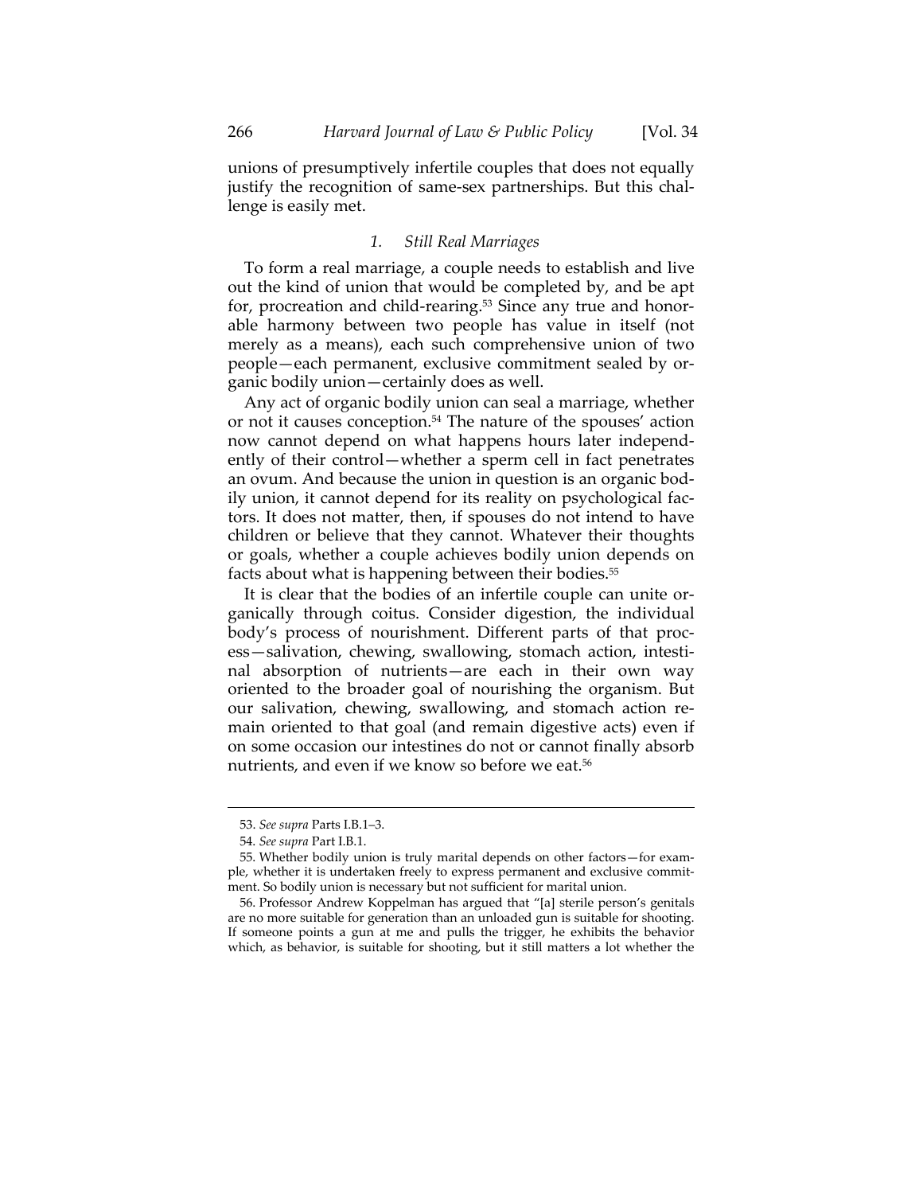unions of presumptively infertile couples that does not equally justify the recognition of same-sex partnerships. But this challenge is easily met.

### *1. Still Real Marriages*

To form a real marriage, a couple needs to establish and live out the kind of union that would be completed by, and be apt for, procreation and child-rearing.[53] Since any true and honorable harmony between two people has value in itself (not merely as a means), each such comprehensive union of two people—each permanent, exclusive commitment sealed by organic bodily union—certainly does as well.

Any act of organic bodily union can seal a marriage, whether or not it causes conception.[54] The nature of the spouses' action now cannot depend on what happens hours later independently of their control—whether a sperm cell in fact penetrates an ovum. And because the union in question is an organic bodily union, it cannot depend for its reality on psychological factors. It does not matter, then, if spouses do not intend to have children or believe that they cannot. Whatever their thoughts or goals, whether a couple achieves bodily union depends on facts about what is happening between their bodies.[55]

It is clear that the bodies of an infertile couple can unite organically through coitus. Consider digestion, the individual body's process of nourishment. Different parts of that process—salivation, chewing, swallowing, stomach action, intestinal absorption of nutrients—are each in their own way oriented to the broader goal of nourishing the organism. But our salivation, chewing, swallowing, and stomach action remain oriented to that goal (and remain digestive acts) even if on some occasion our intestines do not or cannot finally absorb nutrients, and even if we know so before we eat.[56]

---

53. *See supra* Parts I.B.1–3.

54. *See supra* Part I.B.1.

55. Whether bodily union is truly marital depends on other factors—for example, whether it is undertaken freely to express permanent and exclusive commitment. So bodily union is necessary but not sufficient for marital union.

56. Professor Andrew Koppelman has argued that "[a] sterile person's genitals are no more suitable for generation than an unloaded gun is suitable for shooting. If someone points a gun at me and pulls the trigger, he exhibits the behavior which, as behavior, is suitable for shooting, but it still matters a lot whether the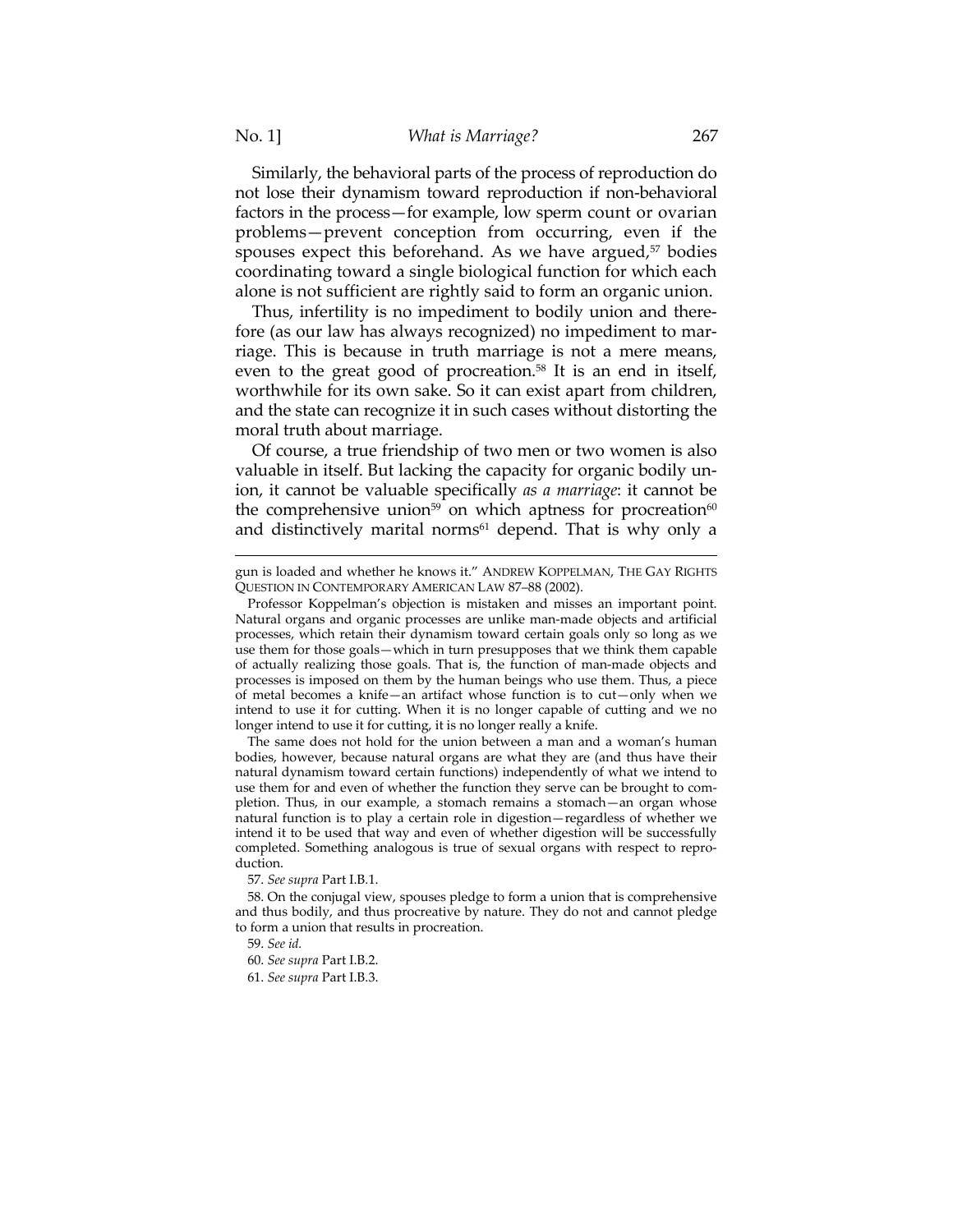Similarly, the behavioral parts of the process of reproduction do not lose their dynamism toward reproduction if non-behavioral factors in the process—for example, low sperm count or ovarian problems—prevent conception from occurring, even if the spouses expect this beforehand. As we have argued,[57] bodies coordinating toward a single biological function for which each alone is not sufficient are rightly said to form an organic union.

Thus, infertility is no impediment to bodily union and therefore (as our law has always recognized) no impediment to marriage. This is because in truth marriage is not a mere means, even to the great good of procreation.[58] It is an end in itself, worthwhile for its own sake. So it can exist apart from children, and the state can recognize it in such cases without distorting the moral truth about marriage.

Of course, a true friendship of two men or two women is also valuable in itself. But lacking the capacity for organic bodily union, it cannot be valuable specifically *as a marriage*: it cannot be the comprehensive union[59] on which aptness for procreation[60] and distinctively marital norms[61] depend. That is why only a

---

gun is loaded and whether he knows it." ANDREW KOPPELMAN, THE GAY RIGHTS QUESTION IN CONTEMPORARY AMERICAN LAW 87–88 (2002).

Professor Koppelman's objection is mistaken and misses an important point. Natural organs and organic processes are unlike man-made objects and artificial processes, which retain their dynamism toward certain goals only so long as we use them for those goals—which in turn presupposes that we think them capable of actually realizing those goals. That is, the function of man-made objects and processes is imposed on them by the human beings who use them. Thus, a piece of metal becomes a knife—an artifact whose function is to cut—only when we intend to use it for cutting. When it is no longer capable of cutting and we no longer intend to use it for cutting, it is no longer really a knife.

The same does not hold for the union between a man and a woman's human bodies, however, because natural organs are what they are (and thus have their natural dynamism toward certain functions) independently of what we intend to use them for and even of whether the function they serve can be brought to completion. Thus, in our example, a stomach remains a stomach—an organ whose natural function is to play a certain role in digestion—regardless of whether we intend it to be used that way and even of whether digestion will be successfully completed. Something analogous is true of sexual organs with respect to reproduction.

57. *See supra* Part I.B.1.

58. On the conjugal view, spouses pledge to form a union that is comprehensive and thus bodily, and thus procreative by nature. They do not and cannot pledge to form a union that results in procreation.

59. *See id.*

60. *See supra* Part I.B.2.

61. *See supra* Part I.B.3.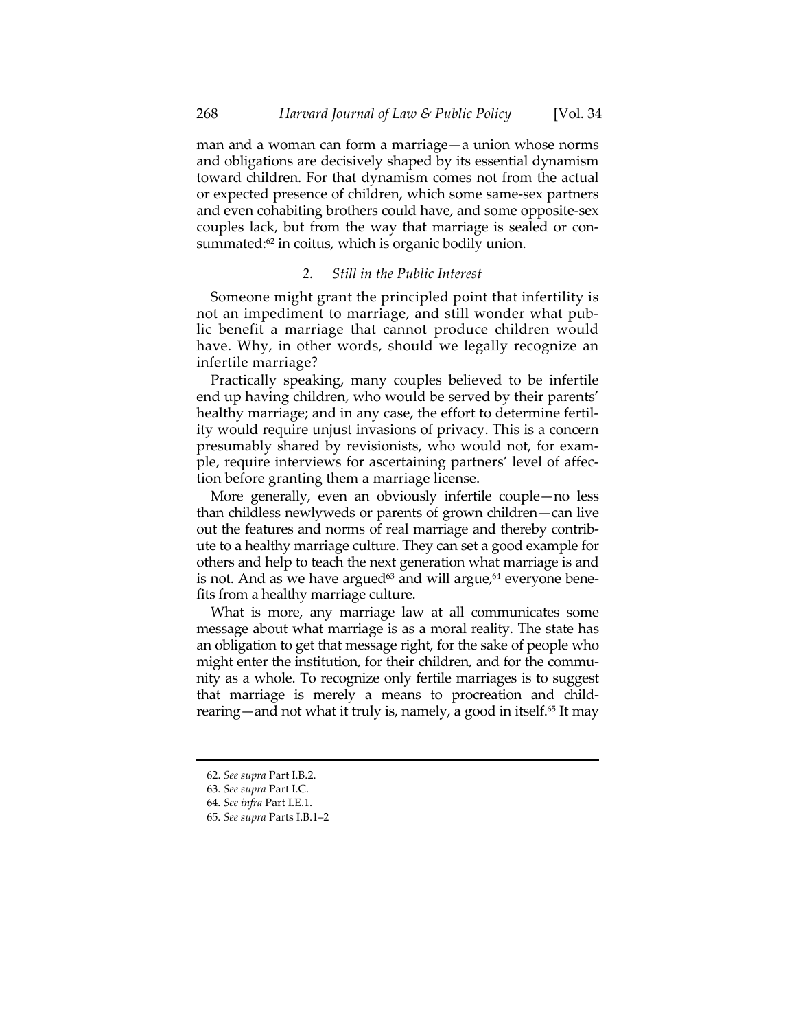man and a woman can form a marriage—a union whose norms and obligations are decisively shaped by its essential dynamism toward children. For that dynamism comes not from the actual or expected presence of children, which some same-sex partners and even cohabiting brothers could have, and some opposite-sex couples lack, but from the way that marriage is sealed or consummated:[62] in coitus, which is organic bodily union.

### 2. *Still in the Public Interest*

Someone might grant the principled point that infertility is not an impediment to marriage, and still wonder what public benefit a marriage that cannot produce children would have. Why, in other words, should we legally recognize an infertile marriage?

Practically speaking, many couples believed to be infertile end up having children, who would be served by their parents' healthy marriage; and in any case, the effort to determine fertility would require unjust invasions of privacy. This is a concern presumably shared by revisionists, who would not, for example, require interviews for ascertaining partners' level of affection before granting them a marriage license.

More generally, even an obviously infertile couple—no less than childless newlyweds or parents of grown children—can live out the features and norms of real marriage and thereby contribute to a healthy marriage culture. They can set a good example for others and help to teach the next generation what marriage is and is not. And as we have argued[63] and will argue,[64] everyone benefits from a healthy marriage culture.

What is more, any marriage law at all communicates some message about what marriage is as a moral reality. The state has an obligation to get that message right, for the sake of people who might enter the institution, for their children, and for the community as a whole. To recognize only fertile marriages is to suggest that marriage is merely a means to procreation and childrearing—and not what it truly is, namely, a good in itself.[65] It may

---

62. *See supra* Part I.B.2.
63. *See supra* Part I.C.
64. *See infra* Part I.E.1.
65. *See supra* Parts I.B.1–2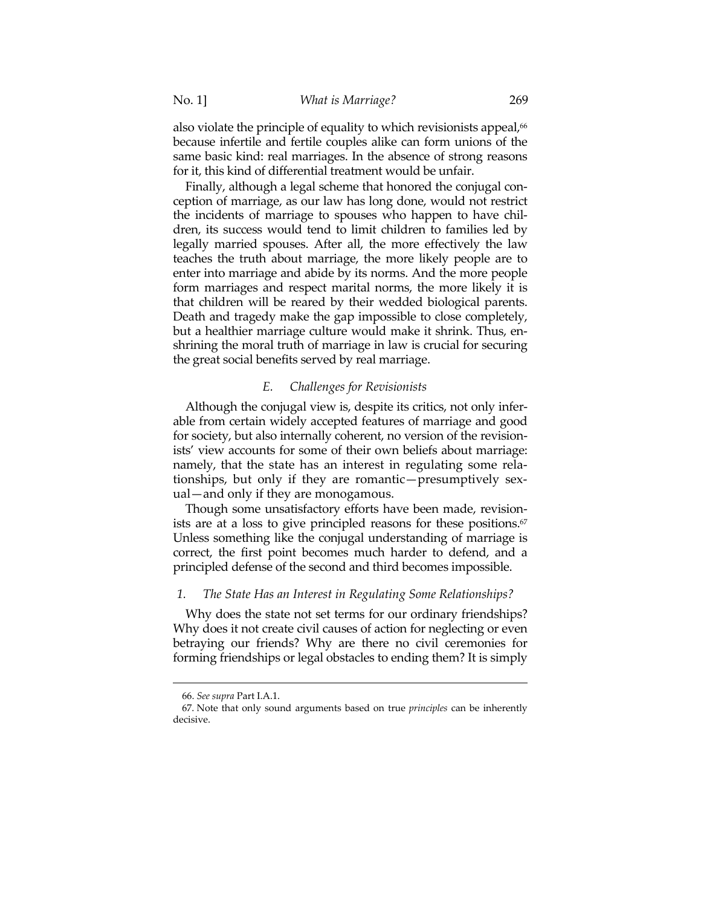also violate the principle of equality to which revisionists appeal,[66] because infertile and fertile couples alike can form unions of the same basic kind: real marriages. In the absence of strong reasons for it, this kind of differential treatment would be unfair.

Finally, although a legal scheme that honored the conjugal conception of marriage, as our law has long done, would not restrict the incidents of marriage to spouses who happen to have children, its success would tend to limit children to families led by legally married spouses. After all, the more effectively the law teaches the truth about marriage, the more likely people are to enter into marriage and abide by its norms. And the more people form marriages and respect marital norms, the more likely it is that children will be reared by their wedded biological parents. Death and tragedy make the gap impossible to close completely, but a healthier marriage culture would make it shrink. Thus, enshrining the moral truth of marriage in law is crucial for securing the great social benefits served by real marriage.

### *E. Challenges for Revisionists*

Although the conjugal view is, despite its critics, not only inferable from certain widely accepted features of marriage and good for society, but also internally coherent, no version of the revisionists' view accounts for some of their own beliefs about marriage: namely, that the state has an interest in regulating some relationships, but only if they are romantic—presumptively sexual—and only if they are monogamous.

Though some unsatisfactory efforts have been made, revisionists are at a loss to give principled reasons for these positions.[67] Unless something like the conjugal understanding of marriage is correct, the first point becomes much harder to defend, and a principled defense of the second and third becomes impossible.

#### *1. The State Has an Interest in Regulating Some Relationships?*

Why does the state not set terms for our ordinary friendships? Why does it not create civil causes of action for neglecting or even betraying our friends? Why are there no civil ceremonies for forming friendships or legal obstacles to ending them? It is simply

---

66. *See supra* Part I.A.1.

67. Note that only sound arguments based on true *principles* can be inherently decisive.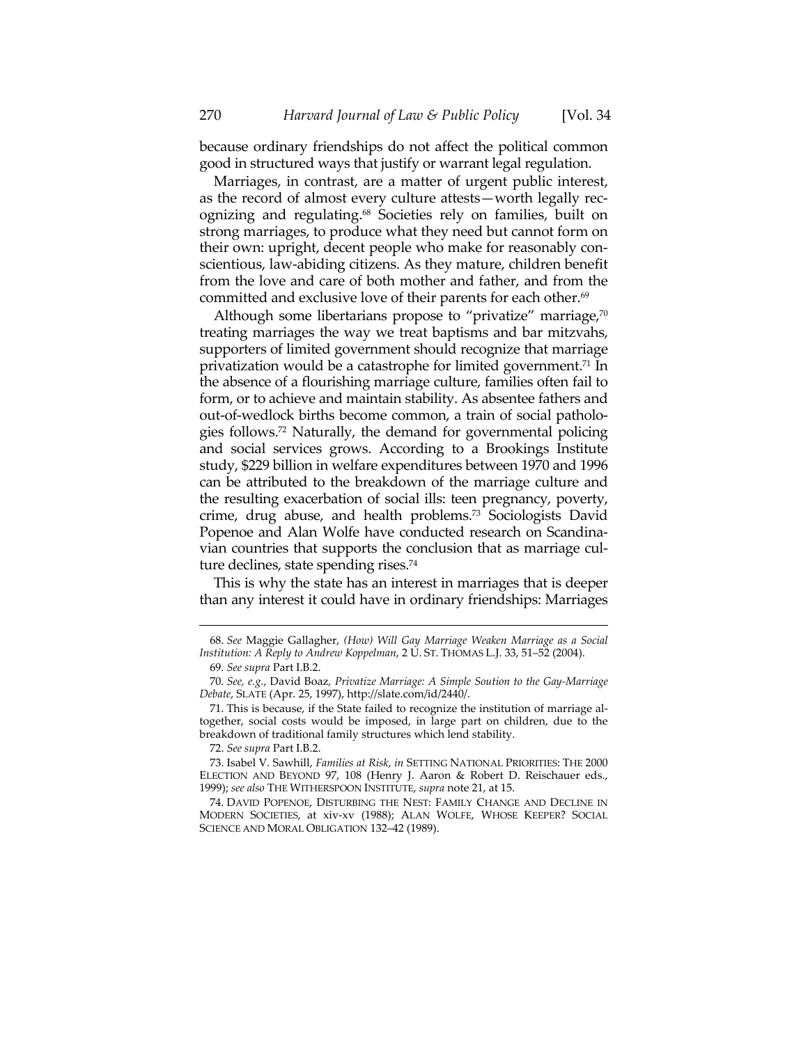because ordinary friendships do not affect the political common good in structured ways that justify or warrant legal regulation.

Marriages, in contrast, are a matter of urgent public interest, as the record of almost every culture attests—worth legally recognizing and regulating.[68] Societies rely on families, built on strong marriages, to produce what they need but cannot form on their own: upright, decent people who make for reasonably conscientious, law-abiding citizens. As they mature, children benefit from the love and care of both mother and father, and from the committed and exclusive love of their parents for each other.[69]

Although some libertarians propose to "privatize" marriage,[70] treating marriages the way we treat baptisms and bar mitzvahs, supporters of limited government should recognize that marriage privatization would be a catastrophe for limited government.[71] In the absence of a flourishing marriage culture, families often fail to form, or to achieve and maintain stability. As absentee fathers and out-of-wedlock births become common, a train of social pathologies follows.[72] Naturally, the demand for governmental policing and social services grows. According to a Brookings Institute study, $229 billion in welfare expenditures between 1970 and 1996 can be attributed to the breakdown of the marriage culture and the resulting exacerbation of social ills: teen pregnancy, poverty, crime, drug abuse, and health problems.[73] Sociologists David Popenoe and Alan Wolfe have conducted research on Scandinavian countries that supports the conclusion that as marriage culture declines, state spending rises.[74]

This is why the state has an interest in marriages that is deeper than any interest it could have in ordinary friendships: Marriages

---

68. *See* Maggie Gallagher, *(How) Will Gay Marriage Weaken Marriage as a Social Institution: A Reply to Andrew Koppelman*, 2 U. ST. THOMAS L.J. 33, 51–52 (2004).

69. *See supra* Part I.B.2.

70. *See, e.g.*, David Boaz, *Privatize Marriage: A Simple Soution to the Gay-Marriage Debate*, SLATE (Apr. 25, 1997), http://slate.com/id/2440/.

71. This is because, if the State failed to recognize the institution of marriage altogether, social costs would be imposed, in large part on children, due to the breakdown of traditional family structures which lend stability.

72. *See supra* Part I.B.2.

73. Isabel V. Sawhill, *Families at Risk*, *in* SETTING NATIONAL PRIORITIES: THE 2000 ELECTION AND BEYOND 97, 108 (Henry J. Aaron & Robert D. Reischauer eds., 1999); *see also* THE WITHERSPOON INSTITUTE, *supra* note 21, at 15.

74. DAVID POPENOE, DISTURBING THE NEST: FAMILY CHANGE AND DECLINE IN MODERN SOCIETIES, at xiv-xv (1988); ALAN WOLFE, WHOSE KEEPER? SOCIAL SCIENCE AND MORAL OBLIGATION 132–42 (1989).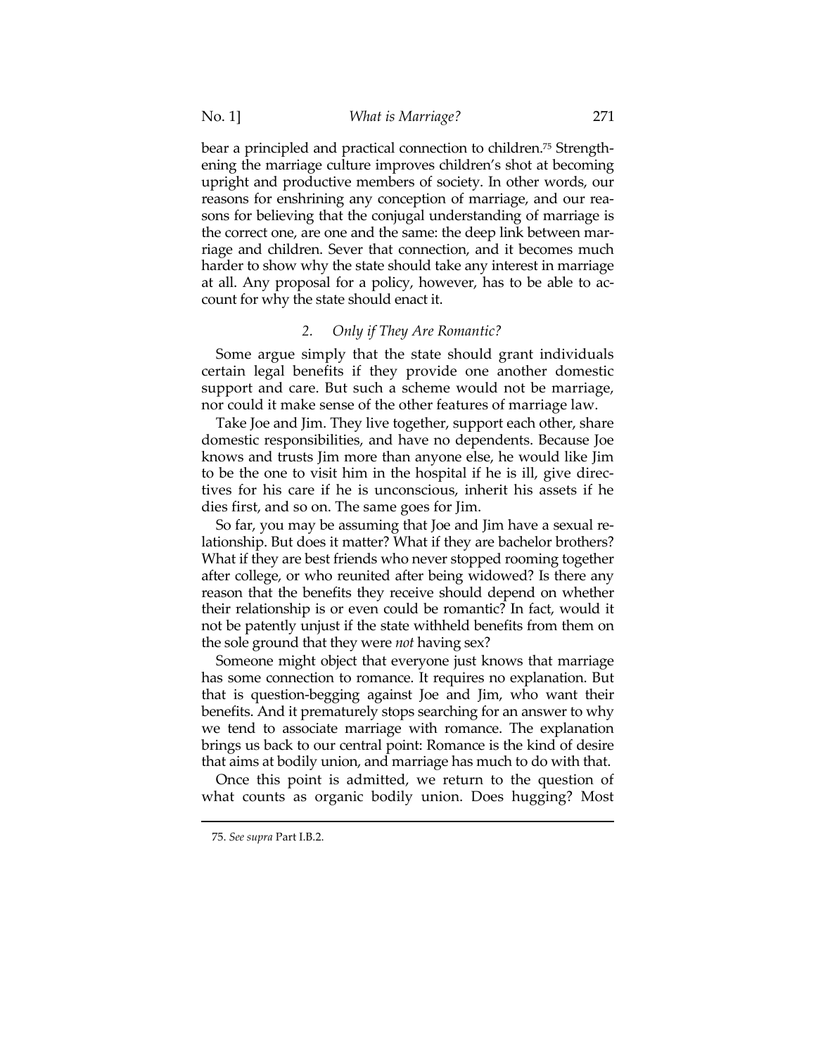bear a principled and practical connection to children.[75] Strengthening the marriage culture improves children's shot at becoming upright and productive members of society. In other words, our reasons for enshrining any conception of marriage, and our reasons for believing that the conjugal understanding of marriage is the correct one, are one and the same: the deep link between marriage and children. Sever that connection, and it becomes much harder to show why the state should take any interest in marriage at all. Any proposal for a policy, however, has to be able to account for why the state should enact it.

### *2. Only if They Are Romantic?*

Some argue simply that the state should grant individuals certain legal benefits if they provide one another domestic support and care. But such a scheme would not be marriage, nor could it make sense of the other features of marriage law.

Take Joe and Jim. They live together, support each other, share domestic responsibilities, and have no dependents. Because Joe knows and trusts Jim more than anyone else, he would like Jim to be the one to visit him in the hospital if he is ill, give directives for his care if he is unconscious, inherit his assets if he dies first, and so on. The same goes for Jim.

So far, you may be assuming that Joe and Jim have a sexual relationship. But does it matter? What if they are bachelor brothers? What if they are best friends who never stopped rooming together after college, or who reunited after being widowed? Is there any reason that the benefits they receive should depend on whether their relationship is or even could be romantic? In fact, would it not be patently unjust if the state withheld benefits from them on the sole ground that they were *not* having sex?

Someone might object that everyone just knows that marriage has some connection to romance. It requires no explanation. But that is question-begging against Joe and Jim, who want their benefits. And it prematurely stops searching for an answer to why we tend to associate marriage with romance. The explanation brings us back to our central point: Romance is the kind of desire that aims at bodily union, and marriage has much to do with that.

Once this point is admitted, we return to the question of what counts as organic bodily union. Does hugging? Most

---

75. *See supra* Part I.B.2.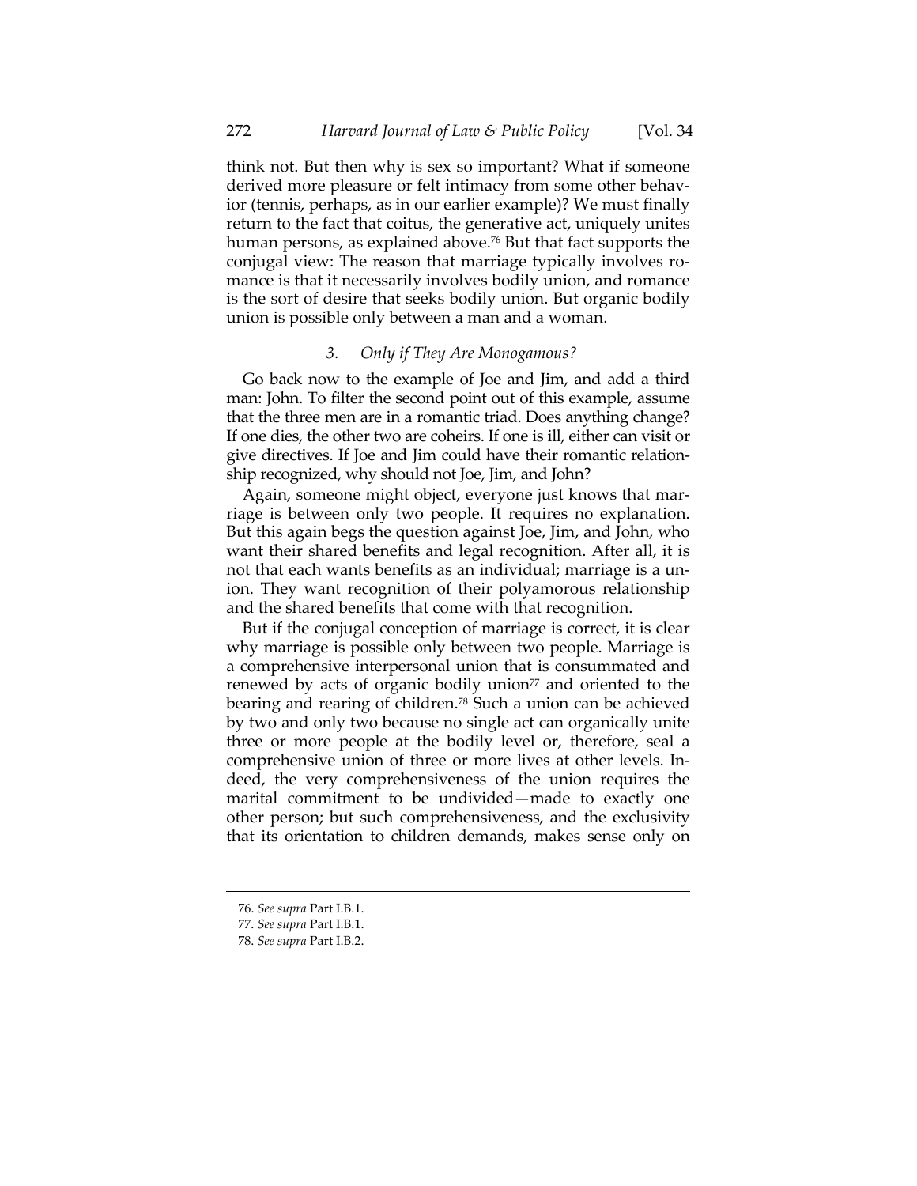think not. But then why is sex so important? What if someone derived more pleasure or felt intimacy from some other behavior (tennis, perhaps, as in our earlier example)? We must finally return to the fact that coitus, the generative act, uniquely unites human persons, as explained above.[76] But that fact supports the conjugal view: The reason that marriage typically involves romance is that it necessarily involves bodily union, and romance is the sort of desire that seeks bodily union. But organic bodily union is possible only between a man and a woman.

### 3. *Only if They Are Monogamous?*

Go back now to the example of Joe and Jim, and add a third man: John. To filter the second point out of this example, assume that the three men are in a romantic triad. Does anything change? If one dies, the other two are coheirs. If one is ill, either can visit or give directives. If Joe and Jim could have their romantic relationship recognized, why should not Joe, Jim, and John?

Again, someone might object, everyone just knows that marriage is between only two people. It requires no explanation. But this again begs the question against Joe, Jim, and John, who want their shared benefits and legal recognition. After all, it is not that each wants benefits as an individual; marriage is a union. They want recognition of their polyamorous relationship and the shared benefits that come with that recognition.

But if the conjugal conception of marriage is correct, it is clear why marriage is possible only between two people. Marriage is a comprehensive interpersonal union that is consummated and renewed by acts of organic bodily union[77] and oriented to the bearing and rearing of children.[78] Such a union can be achieved by two and only two because no single act can organically unite three or more people at the bodily level or, therefore, seal a comprehensive union of three or more lives at other levels. Indeed, the very comprehensiveness of the union requires the marital commitment to be undivided—made to exactly one other person; but such comprehensiveness, and the exclusivity that its orientation to children demands, makes sense only on

---

76. *See supra* Part I.B.1.

77. *See supra* Part I.B.1.

78. *See supra* Part I.B.2.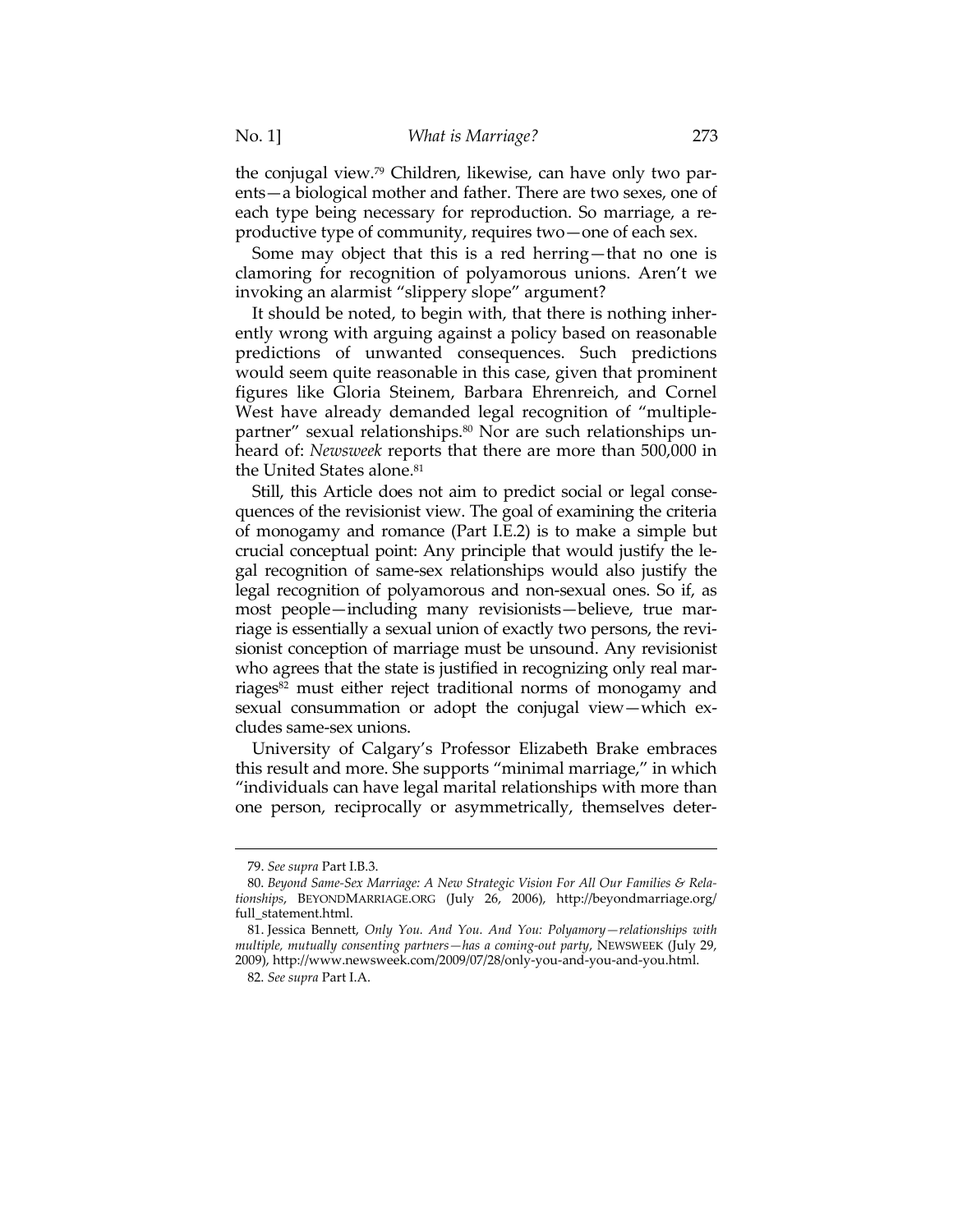the conjugal view.[79] Children, likewise, can have only two parents—a biological mother and father. There are two sexes, one of each type being necessary for reproduction. So marriage, a reproductive type of community, requires two—one of each sex.

Some may object that this is a red herring—that no one is clamoring for recognition of polyamorous unions. Aren't we invoking an alarmist "slippery slope" argument?

It should be noted, to begin with, that there is nothing inherently wrong with arguing against a policy based on reasonable predictions of unwanted consequences. Such predictions would seem quite reasonable in this case, given that prominent figures like Gloria Steinem, Barbara Ehrenreich, and Cornel West have already demanded legal recognition of "multiple-partner" sexual relationships.[80] Nor are such relationships unheard of: *Newsweek* reports that there are more than 500,000 in the United States alone.[81]

Still, this Article does not aim to predict social or legal consequences of the revisionist view. The goal of examining the criteria of monogamy and romance (Part I.E.2) is to make a simple but crucial conceptual point: Any principle that would justify the legal recognition of same-sex relationships would also justify the legal recognition of polyamorous and non-sexual ones. So if, as most people—including many revisionists—believe, true marriage is essentially a sexual union of exactly two persons, the revisionist conception of marriage must be unsound. Any revisionist who agrees that the state is justified in recognizing only real marriages[82] must either reject traditional norms of monogamy and sexual consummation or adopt the conjugal view—which excludes same-sex unions.

University of Calgary's Professor Elizabeth Brake embraces this result and more. She supports "minimal marriage," in which "individuals can have legal marital relationships with more than one person, reciprocally or asymmetrically, themselves deter-

---

79. *See supra* Part I.B.3.

80. *Beyond Same-Sex Marriage: A New Strategic Vision For All Our Families & Relationships*, BEYONDMARRIAGE.ORG (July 26, 2006), http://beyondmarriage.org/full_statement.html.

81. Jessica Bennett, *Only You. And You. And You: Polyamory—relationships with multiple, mutually consenting partners—has a coming-out party*, NEWSWEEK (July 29, 2009), http://www.newsweek.com/2009/07/28/only-you-and-you-and-you.html.

82. *See supra* Part I.A.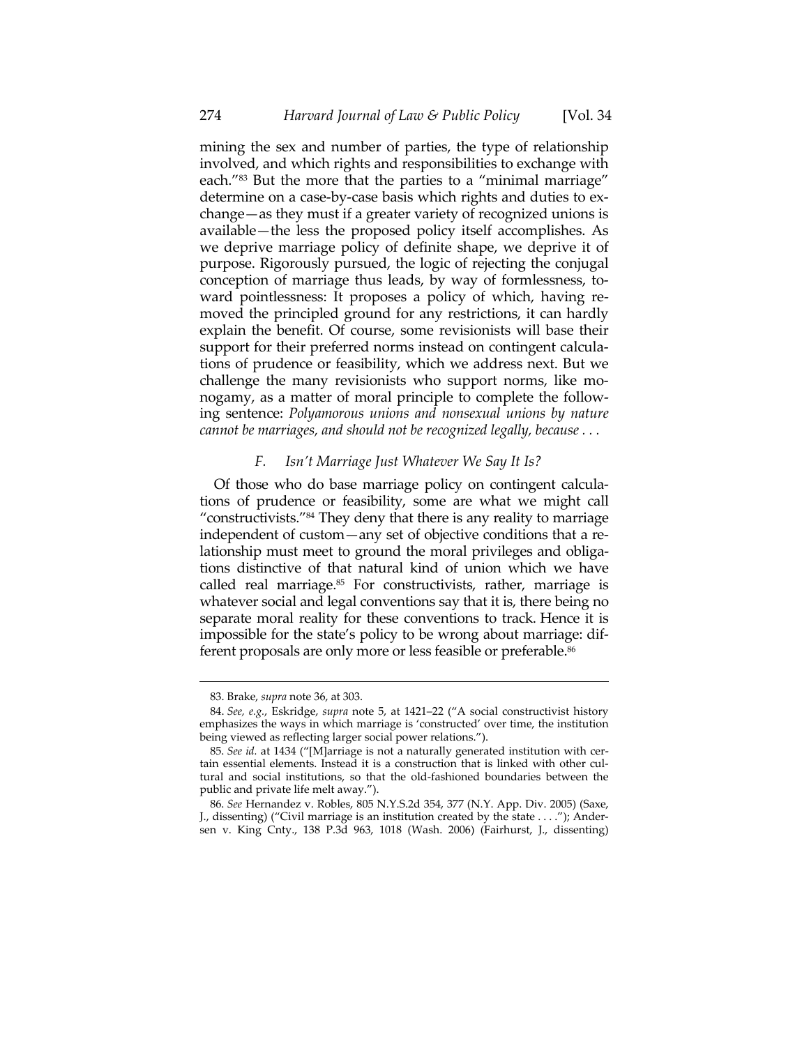mining the sex and number of parties, the type of relationship involved, and which rights and responsibilities to exchange with each."[83] But the more that the parties to a "minimal marriage" determine on a case-by-case basis which rights and duties to exchange—as they must if a greater variety of recognized unions is available—the less the proposed policy itself accomplishes. As we deprive marriage policy of definite shape, we deprive it of purpose. Rigorously pursued, the logic of rejecting the conjugal conception of marriage thus leads, by way of formlessness, toward pointlessness: It proposes a policy of which, having removed the principled ground for any restrictions, it can hardly explain the benefit. Of course, some revisionists will base their support for their preferred norms instead on contingent calculations of prudence or feasibility, which we address next. But we challenge the many revisionists who support norms, like monogamy, as a matter of moral principle to complete the following sentence: *Polyamorous unions and nonsexual unions by nature cannot be marriages, and should not be recognized legally, because . . .*

### *F. Isn't Marriage Just Whatever We Say It Is?*

Of those who do base marriage policy on contingent calculations of prudence or feasibility, some are what we might call "constructivists."[84] They deny that there is any reality to marriage independent of custom—any set of objective conditions that a relationship must meet to ground the moral privileges and obligations distinctive of that natural kind of union which we have called real marriage.[85] For constructivists, rather, marriage is whatever social and legal conventions say that it is, there being no separate moral reality for these conventions to track. Hence it is impossible for the state's policy to be wrong about marriage: different proposals are only more or less feasible or preferable.[86]

---

83. Brake, *supra* note 36, at 303.

84. *See, e.g.*, Eskridge, *supra* note 5, at 1421–22 ("A social constructivist history emphasizes the ways in which marriage is 'constructed' over time, the institution being viewed as reflecting larger social power relations.").

85. *See id.* at 1434 ("[M]arriage is not a naturally generated institution with certain essential elements. Instead it is a construction that is linked with other cultural and social institutions, so that the old-fashioned boundaries between the public and private life melt away.").

86. *See* Hernandez v. Robles, 805 N.Y.S.2d 354, 377 (N.Y. App. Div. 2005) (Saxe, J., dissenting) ("Civil marriage is an institution created by the state . . . ."); Andersen v. King Cnty., 138 P.3d 963, 1018 (Wash. 2006) (Fairhurst, J., dissenting)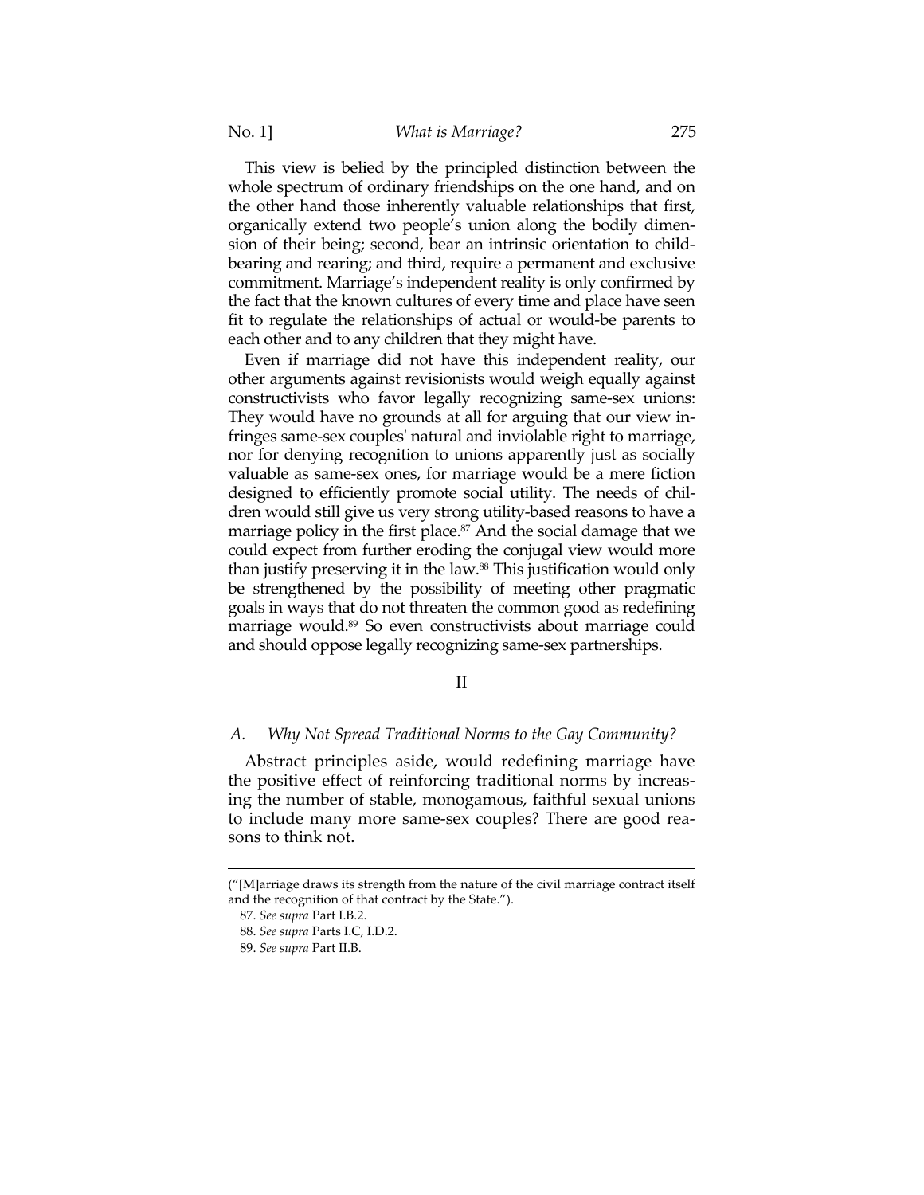This view is belied by the principled distinction between the whole spectrum of ordinary friendships on the one hand, and on the other hand those inherently valuable relationships that first, organically extend two people's union along the bodily dimension of their being; second, bear an intrinsic orientation to childbearing and rearing; and third, require a permanent and exclusive commitment. Marriage's independent reality is only confirmed by the fact that the known cultures of every time and place have seen fit to regulate the relationships of actual or would-be parents to each other and to any children that they might have.

Even if marriage did not have this independent reality, our other arguments against revisionists would weigh equally against constructivists who favor legally recognizing same-sex unions: They would have no grounds at all for arguing that our view infringes same-sex couples' natural and inviolable right to marriage, nor for denying recognition to unions apparently just as socially valuable as same-sex ones, for marriage would be a mere fiction designed to efficiently promote social utility. The needs of children would still give us very strong utility-based reasons to have a marriage policy in the first place.[87] And the social damage that we could expect from further eroding the conjugal view would more than justify preserving it in the law.[88] This justification would only be strengthened by the possibility of meeting other pragmatic goals in ways that do not threaten the common good as redefining marriage would.[89] So even constructivists about marriage could and should oppose legally recognizing same-sex partnerships.

## II

### *A. Why Not Spread Traditional Norms to the Gay Community?*

Abstract principles aside, would redefining marriage have the positive effect of reinforcing traditional norms by increasing the number of stable, monogamous, faithful sexual unions to include many more same-sex couples? There are good reasons to think not.

---

("[M]arriage draws its strength from the nature of the civil marriage contract itself and the recognition of that contract by the State.").

87. *See supra* Part I.B.2.

88. *See supra* Parts I.C, I.D.2.

89. *See supra* Part II.B.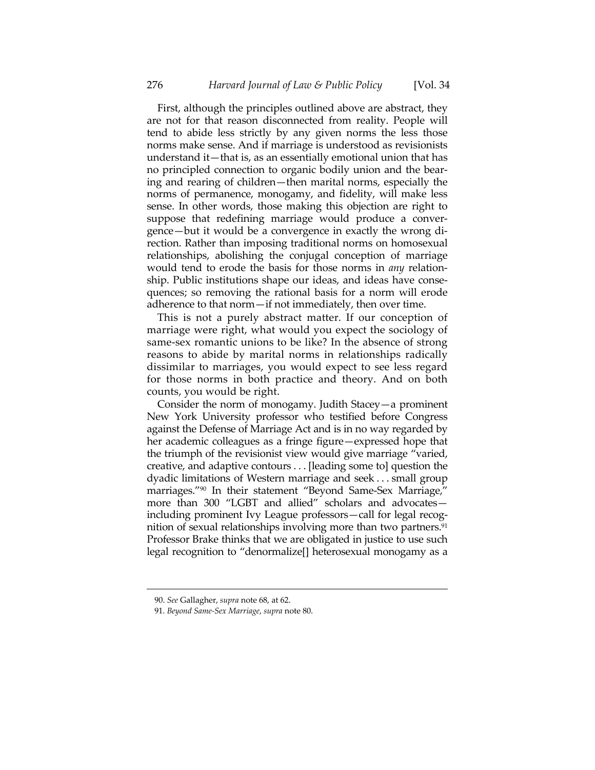First, although the principles outlined above are abstract, they are not for that reason disconnected from reality. People will tend to abide less strictly by any given norms the less those norms make sense. And if marriage is understood as revisionists understand it—that is, as an essentially emotional union that has no principled connection to organic bodily union and the bearing and rearing of children—then marital norms, especially the norms of permanence, monogamy, and fidelity, will make less sense. In other words, those making this objection are right to suppose that redefining marriage would produce a convergence—but it would be a convergence in exactly the wrong direction. Rather than imposing traditional norms on homosexual relationships, abolishing the conjugal conception of marriage would tend to erode the basis for those norms in *any* relationship. Public institutions shape our ideas, and ideas have consequences; so removing the rational basis for a norm will erode adherence to that norm—if not immediately, then over time.

This is not a purely abstract matter. If our conception of marriage were right, what would you expect the sociology of same-sex romantic unions to be like? In the absence of strong reasons to abide by marital norms in relationships radically dissimilar to marriages, you would expect to see less regard for those norms in both practice and theory. And on both counts, you would be right.

Consider the norm of monogamy. Judith Stacey—a prominent New York University professor who testified before Congress against the Defense of Marriage Act and is in no way regarded by her academic colleagues as a fringe figure—expressed hope that the triumph of the revisionist view would give marriage "varied, creative, and adaptive contours . . . [leading some to] question the dyadic limitations of Western marriage and seek . . . small group marriages."[90] In their statement "Beyond Same-Sex Marriage," more than 300 "LGBT and allied" scholars and advocates—including prominent Ivy League professors—call for legal recognition of sexual relationships involving more than two partners.[91] Professor Brake thinks that we are obligated in justice to use such legal recognition to "denormalize[] heterosexual monogamy as a

---

90. *See* Gallagher, *supra* note 68, at 62.

91. *Beyond Same-Sex Marriage*, *supra* note 80.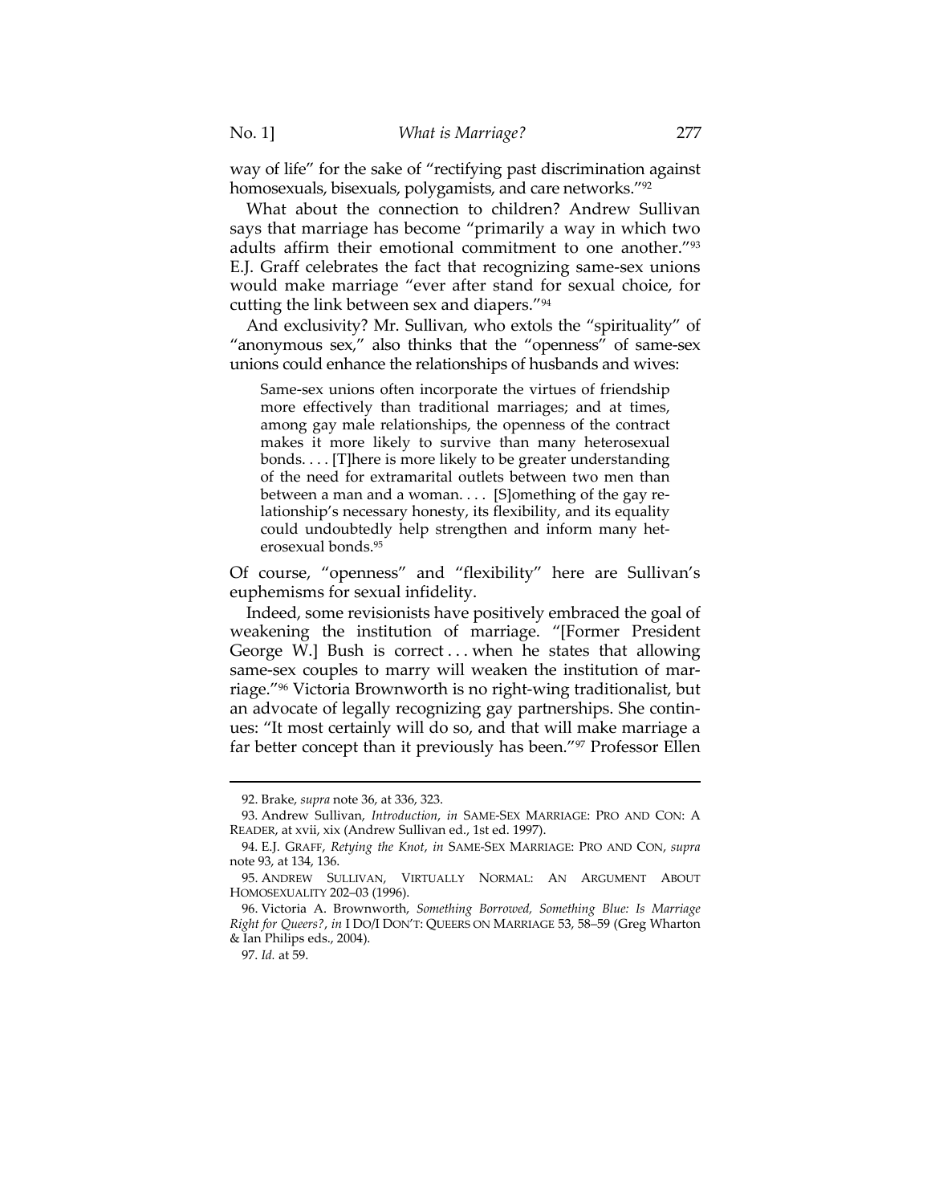way of life" for the sake of "rectifying past discrimination against homosexuals, bisexuals, polygamists, and care networks."[92]

What about the connection to children? Andrew Sullivan says that marriage has become "primarily a way in which two adults affirm their emotional commitment to one another."[93] E.J. Graff celebrates the fact that recognizing same-sex unions would make marriage "ever after stand for sexual choice, for cutting the link between sex and diapers."[94]

And exclusivity? Mr. Sullivan, who extols the "spirituality" of "anonymous sex," also thinks that the "openness" of same-sex unions could enhance the relationships of husbands and wives:

> Same-sex unions often incorporate the virtues of friendship more effectively than traditional marriages; and at times, among gay male relationships, the openness of the contract makes it more likely to survive than many heterosexual bonds. . . . [T]here is more likely to be greater understanding of the need for extramarital outlets between two men than between a man and a woman. . . . [S]omething of the gay relationship's necessary honesty, its flexibility, and its equality could undoubtedly help strengthen and inform many heterosexual bonds.[95]

Of course, "openness" and "flexibility" here are Sullivan's euphemisms for sexual infidelity.

Indeed, some revisionists have positively embraced the goal of weakening the institution of marriage. "[Former President George W.] Bush is correct . . . when he states that allowing same-sex couples to marry will weaken the institution of marriage."[96] Victoria Brownworth is no right-wing traditionalist, but an advocate of legally recognizing gay partnerships. She continues: "It most certainly will do so, and that will make marriage a far better concept than it previously has been."[97] Professor Ellen

---

92. Brake, *supra* note 36, at 336, 323.

93. Andrew Sullivan, *Introduction*, *in* SAME-SEX MARRIAGE: PRO AND CON: A READER, at xvii, xix (Andrew Sullivan ed., 1st ed. 1997).

94. E.J. GRAFF, *Retying the Knot*, *in* SAME-SEX MARRIAGE: PRO AND CON, *supra* note 93, at 134, 136.

95. ANDREW SULLIVAN, VIRTUALLY NORMAL: AN ARGUMENT ABOUT HOMOSEXUALITY 202–03 (1996).

96. Victoria A. Brownworth, *Something Borrowed, Something Blue: Is Marriage Right for Queers?*, *in* I DO/I DON'T: QUEERS ON MARRIAGE 53, 58–59 (Greg Wharton & Ian Philips eds., 2004).

97. *Id.* at 59.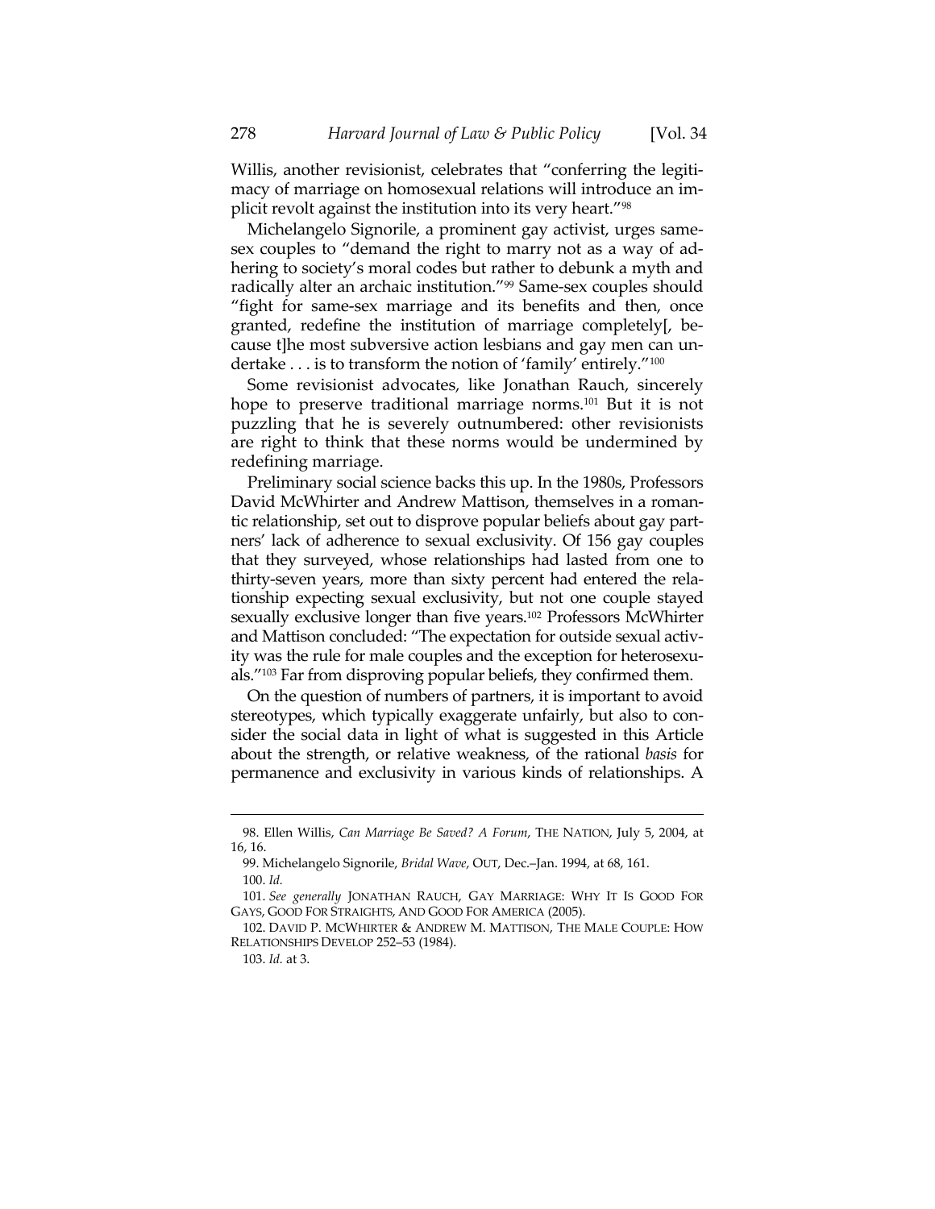Willis, another revisionist, celebrates that "conferring the legitimacy of marriage on homosexual relations will introduce an implicit revolt against the institution into its very heart."[98]

Michelangelo Signorile, a prominent gay activist, urges same-sex couples to "demand the right to marry not as a way of adhering to society's moral codes but rather to debunk a myth and radically alter an archaic institution."[99] Same-sex couples should "fight for same-sex marriage and its benefits and then, once granted, redefine the institution of marriage completely[, because t]he most subversive action lesbians and gay men can undertake . . . is to transform the notion of 'family' entirely."[100]

Some revisionist advocates, like Jonathan Rauch, sincerely hope to preserve traditional marriage norms.[101] But it is not puzzling that he is severely outnumbered: other revisionists are right to think that these norms would be undermined by redefining marriage.

Preliminary social science backs this up. In the 1980s, Professors David McWhirter and Andrew Mattison, themselves in a romantic relationship, set out to disprove popular beliefs about gay partners' lack of adherence to sexual exclusivity. Of 156 gay couples that they surveyed, whose relationships had lasted from one to thirty-seven years, more than sixty percent had entered the relationship expecting sexual exclusivity, but not one couple stayed sexually exclusive longer than five years.[102] Professors McWhirter and Mattison concluded: "The expectation for outside sexual activity was the rule for male couples and the exception for heterosexuals."[103] Far from disproving popular beliefs, they confirmed them.

On the question of numbers of partners, it is important to avoid stereotypes, which typically exaggerate unfairly, but also to consider the social data in light of what is suggested in this Article about the strength, or relative weakness, of the rational *basis* for permanence and exclusivity in various kinds of relationships. A

---

98. Ellen Willis, *Can Marriage Be Saved? A Forum*, THE NATION, July 5, 2004, at 16, 16.

99. Michelangelo Signorile, *Bridal Wave*, OUT, Dec.–Jan. 1994, at 68, 161.

100. *Id.*

101. *See generally* JONATHAN RAUCH, GAY MARRIAGE: WHY IT IS GOOD FOR GAYS, GOOD FOR STRAIGHTS, AND GOOD FOR AMERICA (2005).

102. DAVID P. MCWHIRTER & ANDREW M. MATTISON, THE MALE COUPLE: HOW RELATIONSHIPS DEVELOP 252–53 (1984).

103. *Id.* at 3.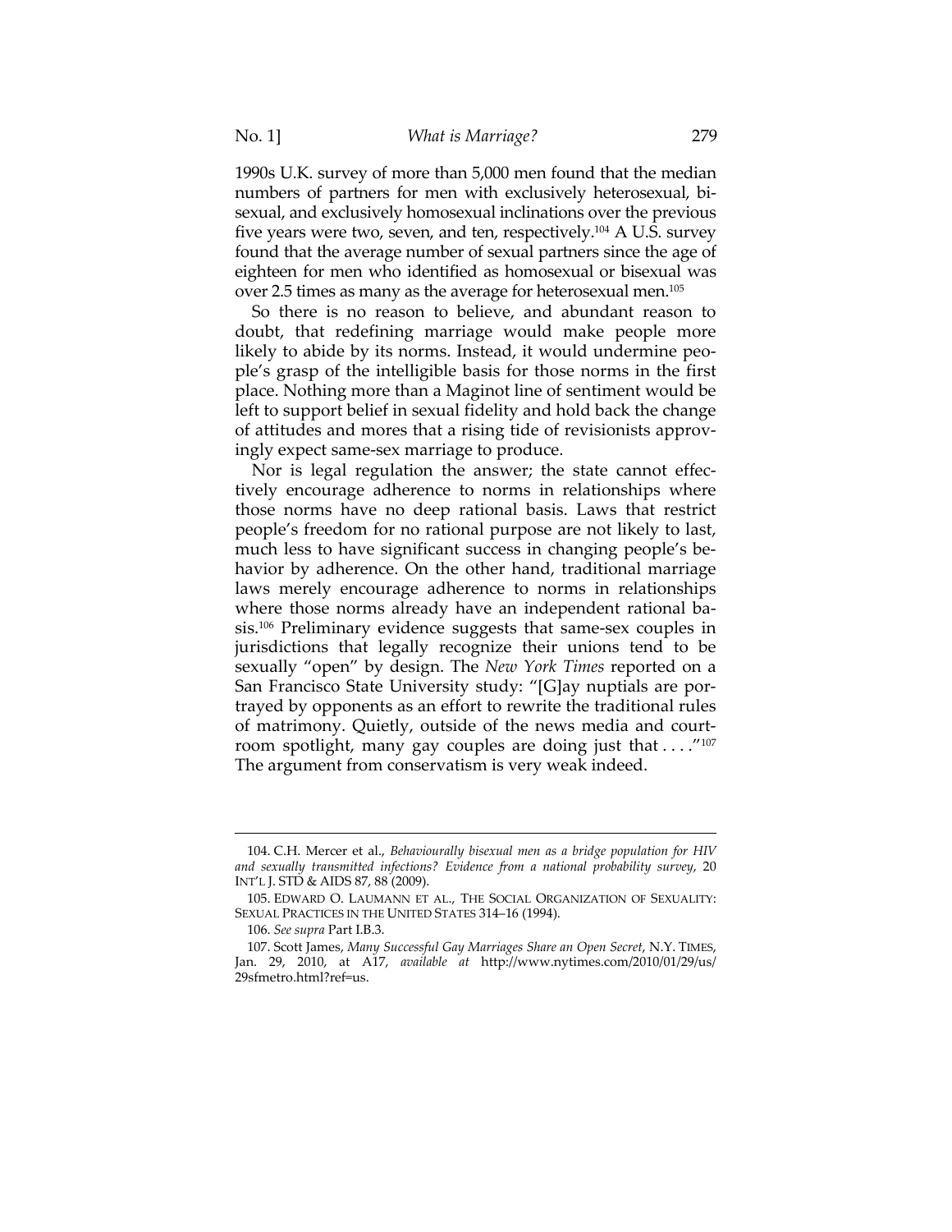1990s U.K. survey of more than 5,000 men found that the median numbers of partners for men with exclusively heterosexual, bisexual, and exclusively homosexual inclinations over the previous five years were two, seven, and ten, respectively.[104] A U.S. survey found that the average number of sexual partners since the age of eighteen for men who identified as homosexual or bisexual was over 2.5 times as many as the average for heterosexual men.[105]

So there is no reason to believe, and abundant reason to doubt, that redefining marriage would make people more likely to abide by its norms. Instead, it would undermine people's grasp of the intelligible basis for those norms in the first place. Nothing more than a Maginot line of sentiment would be left to support belief in sexual fidelity and hold back the change of attitudes and mores that a rising tide of revisionists approvingly expect same-sex marriage to produce.

Nor is legal regulation the answer; the state cannot effectively encourage adherence to norms in relationships where those norms have no deep rational basis. Laws that restrict people's freedom for no rational purpose are not likely to last, much less to have significant success in changing people's behavior by adherence. On the other hand, traditional marriage laws merely encourage adherence to norms in relationships where those norms already have an independent rational basis.[106] Preliminary evidence suggests that same-sex couples in jurisdictions that legally recognize their unions tend to be sexually "open" by design. The *New York Times* reported on a San Francisco State University study: "[G]ay nuptials are portrayed by opponents as an effort to rewrite the traditional rules of matrimony. Quietly, outside of the news media and courtroom spotlight, many gay couples are doing just that . . . ."[107] The argument from conservatism is very weak indeed.

---

104. C.H. Mercer et al., *Behaviourally bisexual men as a bridge population for HIV and sexually transmitted infections? Evidence from a national probability survey*, 20 INT'L J. STD & AIDS 87, 88 (2009).

105. EDWARD O. LAUMANN ET AL., THE SOCIAL ORGANIZATION OF SEXUALITY: SEXUAL PRACTICES IN THE UNITED STATES 314–16 (1994).

106. *See supra* Part I.B.3.

107. Scott James, *Many Successful Gay Marriages Share an Open Secret*, N.Y. TIMES, Jan. 29, 2010, at A17, *available at* http://www.nytimes.com/2010/01/29/us/29sfmetro.html?ref=us.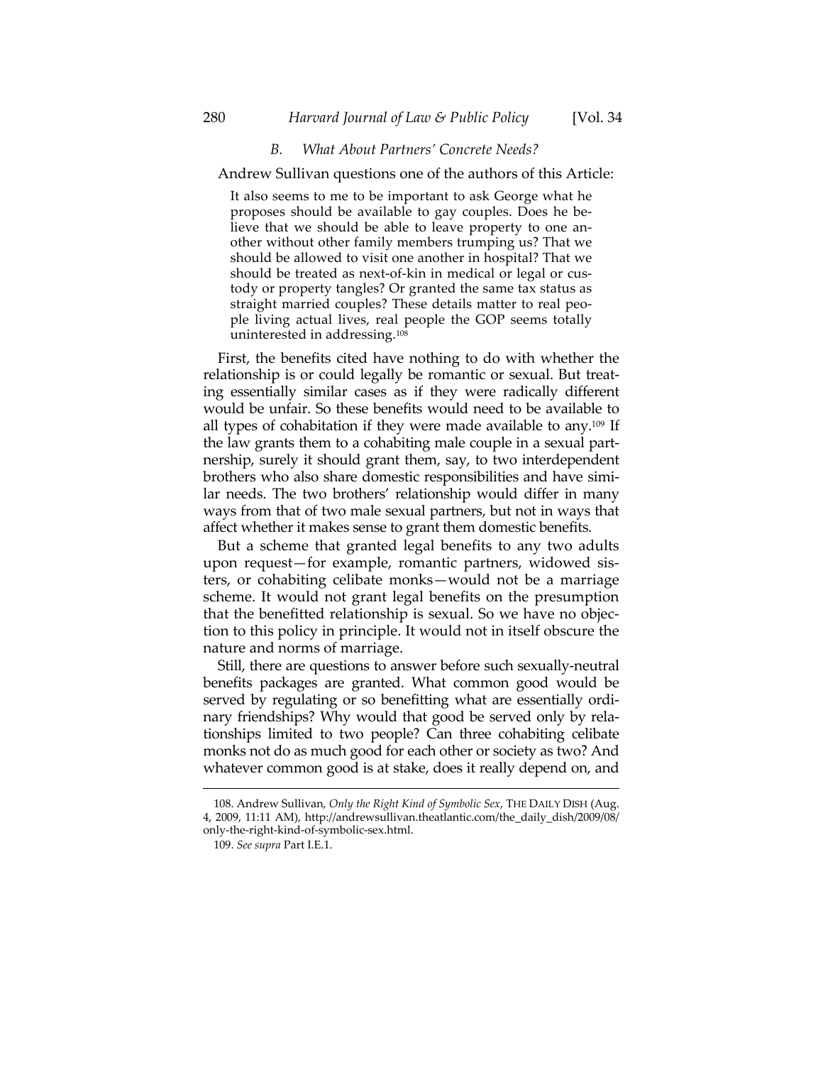### *B. What About Partners' Concrete Needs?*

Andrew Sullivan questions one of the authors of this Article:

> It also seems to me to be important to ask George what he proposes should be available to gay couples. Does he believe that we should be able to leave property to one another without other family members trumping us? That we should be allowed to visit one another in hospital? That we should be treated as next-of-kin in medical or legal or custody or property tangles? Or granted the same tax status as straight married couples? These details matter to real people living actual lives, real people the GOP seems totally uninterested in addressing.[108]

First, the benefits cited have nothing to do with whether the relationship is or could legally be romantic or sexual. But treating essentially similar cases as if they were radically different would be unfair. So these benefits would need to be available to all types of cohabitation if they were made available to any.[109] If the law grants them to a cohabiting male couple in a sexual partnership, surely it should grant them, say, to two interdependent brothers who also share domestic responsibilities and have similar needs. The two brothers' relationship would differ in many ways from that of two male sexual partners, but not in ways that affect whether it makes sense to grant them domestic benefits.

But a scheme that granted legal benefits to any two adults upon request—for example, romantic partners, widowed sisters, or cohabiting celibate monks—would not be a marriage scheme. It would not grant legal benefits on the presumption that the benefitted relationship is sexual. So we have no objection to this policy in principle. It would not in itself obscure the nature and norms of marriage.

Still, there are questions to answer before such sexually-neutral benefits packages are granted. What common good would be served by regulating or so benefitting what are essentially ordinary friendships? Why would that good be served only by relationships limited to two people? Can three cohabiting celibate monks not do as much good for each other or society as two? And whatever common good is at stake, does it really depend on, and

---

108. Andrew Sullivan, *Only the Right Kind of Symbolic Sex*, THE DAILY DISH (Aug. 4, 2009, 11:11 AM), http://andrewsullivan.theatlantic.com/the_daily_dish/2009/08/only-the-right-kind-of-symbolic-sex.html.

109. *See supra* Part I.E.1.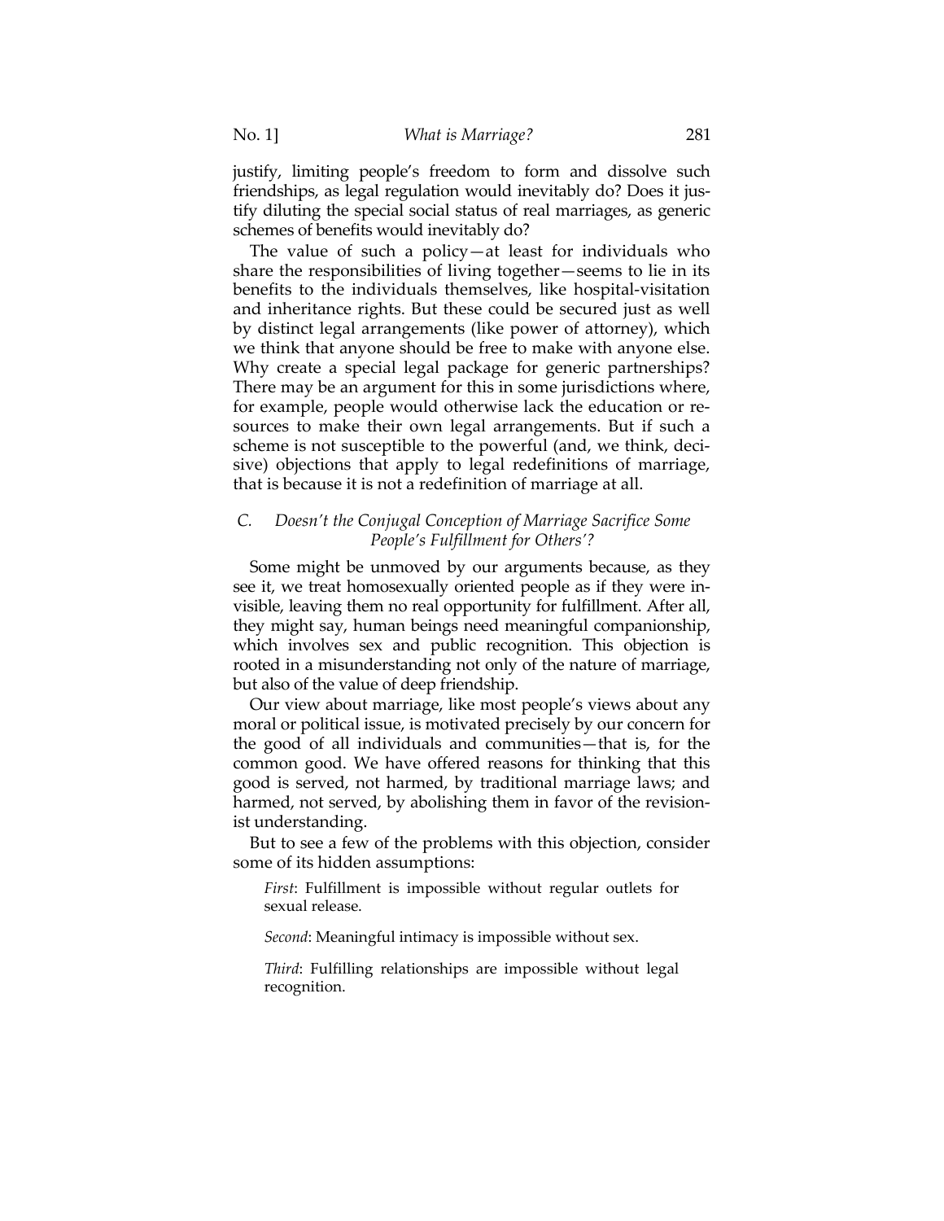justify, limiting people's freedom to form and dissolve such friendships, as legal regulation would inevitably do? Does it justify diluting the special social status of real marriages, as generic schemes of benefits would inevitably do?

The value of such a policy—at least for individuals who share the responsibilities of living together—seems to lie in its benefits to the individuals themselves, like hospital-visitation and inheritance rights. But these could be secured just as well by distinct legal arrangements (like power of attorney), which we think that anyone should be free to make with anyone else. Why create a special legal package for generic partnerships? There may be an argument for this in some jurisdictions where, for example, people would otherwise lack the education or resources to make their own legal arrangements. But if such a scheme is not susceptible to the powerful (and, we think, decisive) objections that apply to legal redefinitions of marriage, that is because it is not a redefinition of marriage at all.

### C. *Doesn't the Conjugal Conception of Marriage Sacrifice Some People's Fulfillment for Others'?*

Some might be unmoved by our arguments because, as they see it, we treat homosexually oriented people as if they were invisible, leaving them no real opportunity for fulfillment. After all, they might say, human beings need meaningful companionship, which involves sex and public recognition. This objection is rooted in a misunderstanding not only of the nature of marriage, but also of the value of deep friendship.

Our view about marriage, like most people's views about any moral or political issue, is motivated precisely by our concern for the good of all individuals and communities—that is, for the common good. We have offered reasons for thinking that this good is served, not harmed, by traditional marriage laws; and harmed, not served, by abolishing them in favor of the revisionist understanding.

But to see a few of the problems with this objection, consider some of its hidden assumptions:

> *First*: Fulfillment is impossible without regular outlets for sexual release.
>
> *Second*: Meaningful intimacy is impossible without sex.
>
> *Third*: Fulfilling relationships are impossible without legal recognition.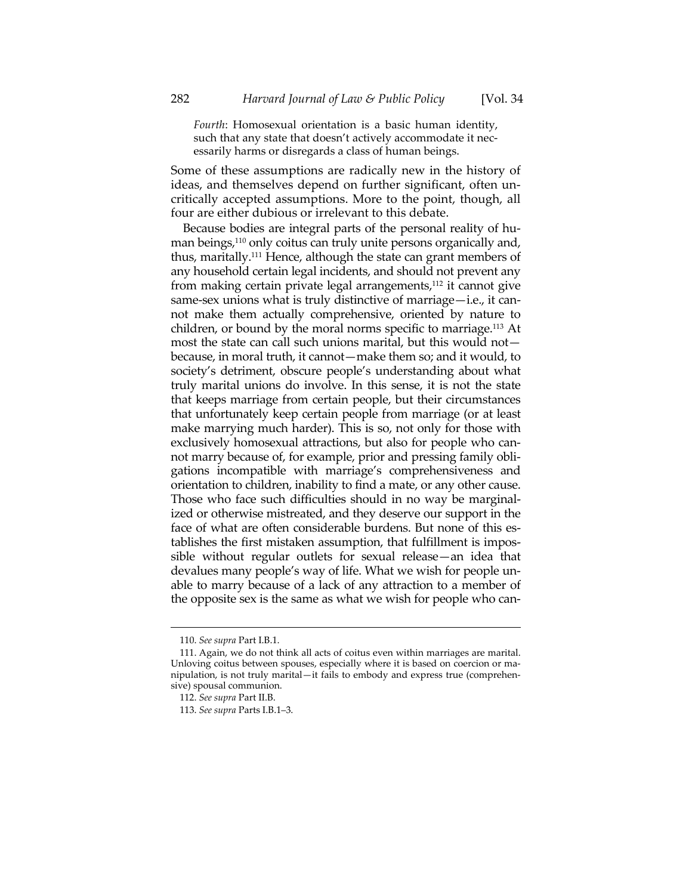> *Fourth*: Homosexual orientation is a basic human identity, such that any state that doesn't actively accommodate it necessarily harms or disregards a class of human beings.

Some of these assumptions are radically new in the history of ideas, and themselves depend on further significant, often uncritically accepted assumptions. More to the point, though, all four are either dubious or irrelevant to this debate.

Because bodies are integral parts of the personal reality of human beings,[110] only coitus can truly unite persons organically and, thus, maritally.[111] Hence, although the state can grant members of any household certain legal incidents, and should not prevent any from making certain private legal arrangements,[112] it cannot give same-sex unions what is truly distinctive of marriage—i.e., it cannot make them actually comprehensive, oriented by nature to children, or bound by the moral norms specific to marriage.[113] At most the state can call such unions marital, but this would not—because, in moral truth, it cannot—make them so; and it would, to society's detriment, obscure people's understanding about what truly marital unions do involve. In this sense, it is not the state that keeps marriage from certain people, but their circumstances that unfortunately keep certain people from marriage (or at least make marrying much harder). This is so, not only for those with exclusively homosexual attractions, but also for people who cannot marry because of, for example, prior and pressing family obligations incompatible with marriage's comprehensiveness and orientation to children, inability to find a mate, or any other cause. Those who face such difficulties should in no way be marginalized or otherwise mistreated, and they deserve our support in the face of what are often considerable burdens. But none of this establishes the first mistaken assumption, that fulfillment is impossible without regular outlets for sexual release—an idea that devalues many people's way of life. What we wish for people unable to marry because of a lack of any attraction to a member of the opposite sex is the same as what we wish for people who can-

---

110. *See supra* Part I.B.1.

111. Again, we do not think all acts of coitus even within marriages are marital. Unloving coitus between spouses, especially where it is based on coercion or manipulation, is not truly marital—it fails to embody and express true (comprehensive) spousal communion.

112. *See supra* Part II.B.

113. *See supra* Parts I.B.1–3.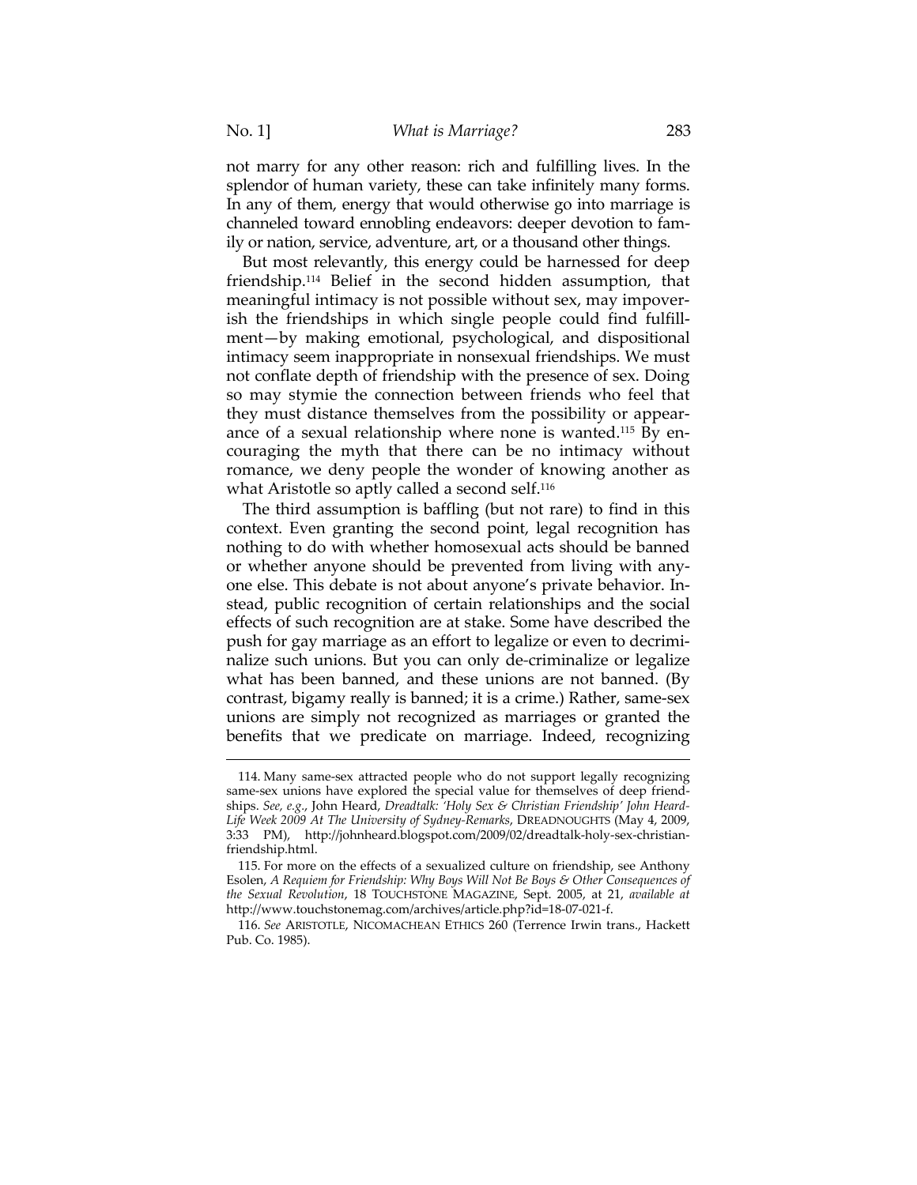not marry for any other reason: rich and fulfilling lives. In the splendor of human variety, these can take infinitely many forms. In any of them, energy that would otherwise go into marriage is channeled toward ennobling endeavors: deeper devotion to family or nation, service, adventure, art, or a thousand other things.

But most relevantly, this energy could be harnessed for deep friendship.[114] Belief in the second hidden assumption, that meaningful intimacy is not possible without sex, may impoverish the friendships in which single people could find fulfillment—by making emotional, psychological, and dispositional intimacy seem inappropriate in nonsexual friendships. We must not conflate depth of friendship with the presence of sex. Doing so may stymie the connection between friends who feel that they must distance themselves from the possibility or appearance of a sexual relationship where none is wanted.[115] By encouraging the myth that there can be no intimacy without romance, we deny people the wonder of knowing another as what Aristotle so aptly called a second self.[116]

The third assumption is baffling (but not rare) to find in this context. Even granting the second point, legal recognition has nothing to do with whether homosexual acts should be banned or whether anyone should be prevented from living with anyone else. This debate is not about anyone's private behavior. Instead, public recognition of certain relationships and the social effects of such recognition are at stake. Some have described the push for gay marriage as an effort to legalize or even to decriminalize such unions. But you can only de-criminalize or legalize what has been banned, and these unions are not banned. (By contrast, bigamy really is banned; it is a crime.) Rather, same-sex unions are simply not recognized as marriages or granted the benefits that we predicate on marriage. Indeed, recognizing

---

114. Many same-sex attracted people who do not support legally recognizing same-sex unions have explored the special value for themselves of deep friendships. *See, e.g.*, John Heard, *Dreadtalk: 'Holy Sex & Christian Friendship' John Heard-Life Week 2009 At The University of Sydney-Remarks*, DREADNOUGHTS (May 4, 2009, 3:33 PM), http://johnheard.blogspot.com/2009/02/dreadtalk-holy-sex-christian-friendship.html.

115. For more on the effects of a sexualized culture on friendship, see Anthony Esolen, *A Requiem for Friendship: Why Boys Will Not Be Boys & Other Consequences of the Sexual Revolution*, 18 TOUCHSTONE MAGAZINE, Sept. 2005, at 21, *available at* http://www.touchstonemag.com/archives/article.php?id=18-07-021-f.

116. *See* ARISTOTLE, NICOMACHEAN ETHICS 260 (Terrence Irwin trans., Hackett Pub. Co. 1985).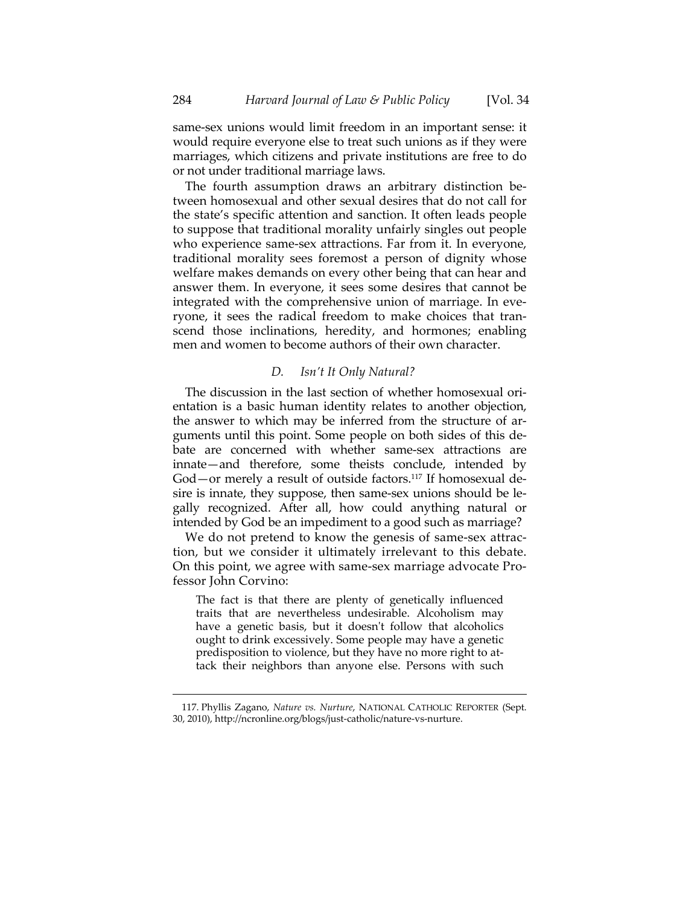same-sex unions would limit freedom in an important sense: it would require everyone else to treat such unions as if they were marriages, which citizens and private institutions are free to do or not under traditional marriage laws.

The fourth assumption draws an arbitrary distinction between homosexual and other sexual desires that do not call for the state's specific attention and sanction. It often leads people to suppose that traditional morality unfairly singles out people who experience same-sex attractions. Far from it. In everyone, traditional morality sees foremost a person of dignity whose welfare makes demands on every other being that can hear and answer them. In everyone, it sees some desires that cannot be integrated with the comprehensive union of marriage. In everyone, it sees the radical freedom to make choices that transcend those inclinations, heredity, and hormones; enabling men and women to become authors of their own character.

### *D. Isn't It Only Natural?*

The discussion in the last section of whether homosexual orientation is a basic human identity relates to another objection, the answer to which may be inferred from the structure of arguments until this point. Some people on both sides of this debate are concerned with whether same-sex attractions are innate—and therefore, some theists conclude, intended by God—or merely a result of outside factors.[117] If homosexual desire is innate, they suppose, then same-sex unions should be legally recognized. After all, how could anything natural or intended by God be an impediment to a good such as marriage?

We do not pretend to know the genesis of same-sex attraction, but we consider it ultimately irrelevant to this debate. On this point, we agree with same-sex marriage advocate Professor John Corvino:

> The fact is that there are plenty of genetically influenced traits that are nevertheless undesirable. Alcoholism may have a genetic basis, but it doesn't follow that alcoholics ought to drink excessively. Some people may have a genetic predisposition to violence, but they have no more right to attack their neighbors than anyone else. Persons with such

---

117. Phyllis Zagano, *Nature vs. Nurture*, NATIONAL CATHOLIC REPORTER (Sept. 30, 2010), http://ncronline.org/blogs/just-catholic/nature-vs-nurture.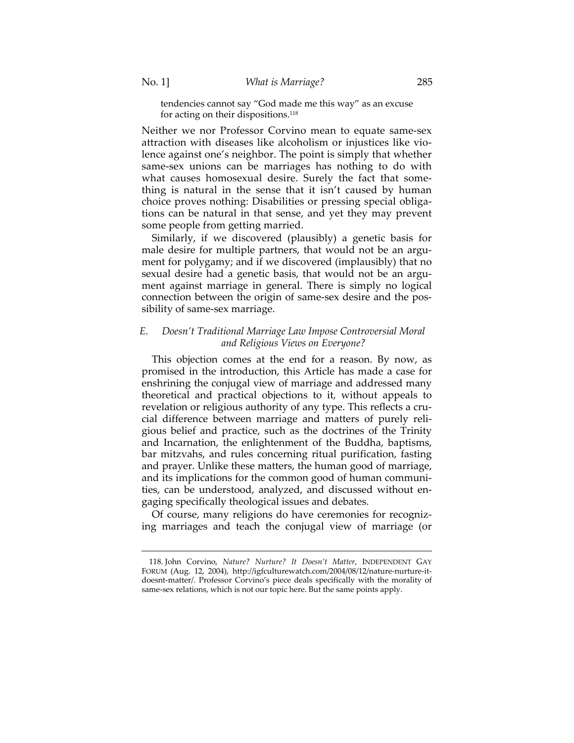tendencies cannot say "God made me this way" as an excuse for acting on their dispositions.[118]

Neither we nor Professor Corvino mean to equate same-sex attraction with diseases like alcoholism or injustices like violence against one's neighbor. The point is simply that whether same-sex unions can be marriages has nothing to do with what causes homosexual desire. Surely the fact that something is natural in the sense that it isn't caused by human choice proves nothing: Disabilities or pressing special obligations can be natural in that sense, and yet they may prevent some people from getting married.

Similarly, if we discovered (plausibly) a genetic basis for male desire for multiple partners, that would not be an argument for polygamy; and if we discovered (implausibly) that no sexual desire had a genetic basis, that would not be an argument against marriage in general. There is simply no logical connection between the origin of same-sex desire and the possibility of same-sex marriage.

### *E. Doesn't Traditional Marriage Law Impose Controversial Moral and Religious Views on Everyone?*

This objection comes at the end for a reason. By now, as promised in the introduction, this Article has made a case for enshrining the conjugal view of marriage and addressed many theoretical and practical objections to it, without appeals to revelation or religious authority of any type. This reflects a crucial difference between marriage and matters of purely religious belief and practice, such as the doctrines of the Trinity and Incarnation, the enlightenment of the Buddha, baptisms, bar mitzvahs, and rules concerning ritual purification, fasting and prayer. Unlike these matters, the human good of marriage, and its implications for the common good of human communities, can be understood, analyzed, and discussed without engaging specifically theological issues and debates.

Of course, many religions do have ceremonies for recognizing marriages and teach the conjugal view of marriage (or

---

118. John Corvino, *Nature? Nurture? It Doesn't Matter*, INDEPENDENT GAY FORUM (Aug. 12, 2004), http://igfculturewatch.com/2004/08/12/nature-nurture-it-doesnt-matter/. Professor Corvino's piece deals specifically with the morality of same-sex relations, which is not our topic here. But the same points apply.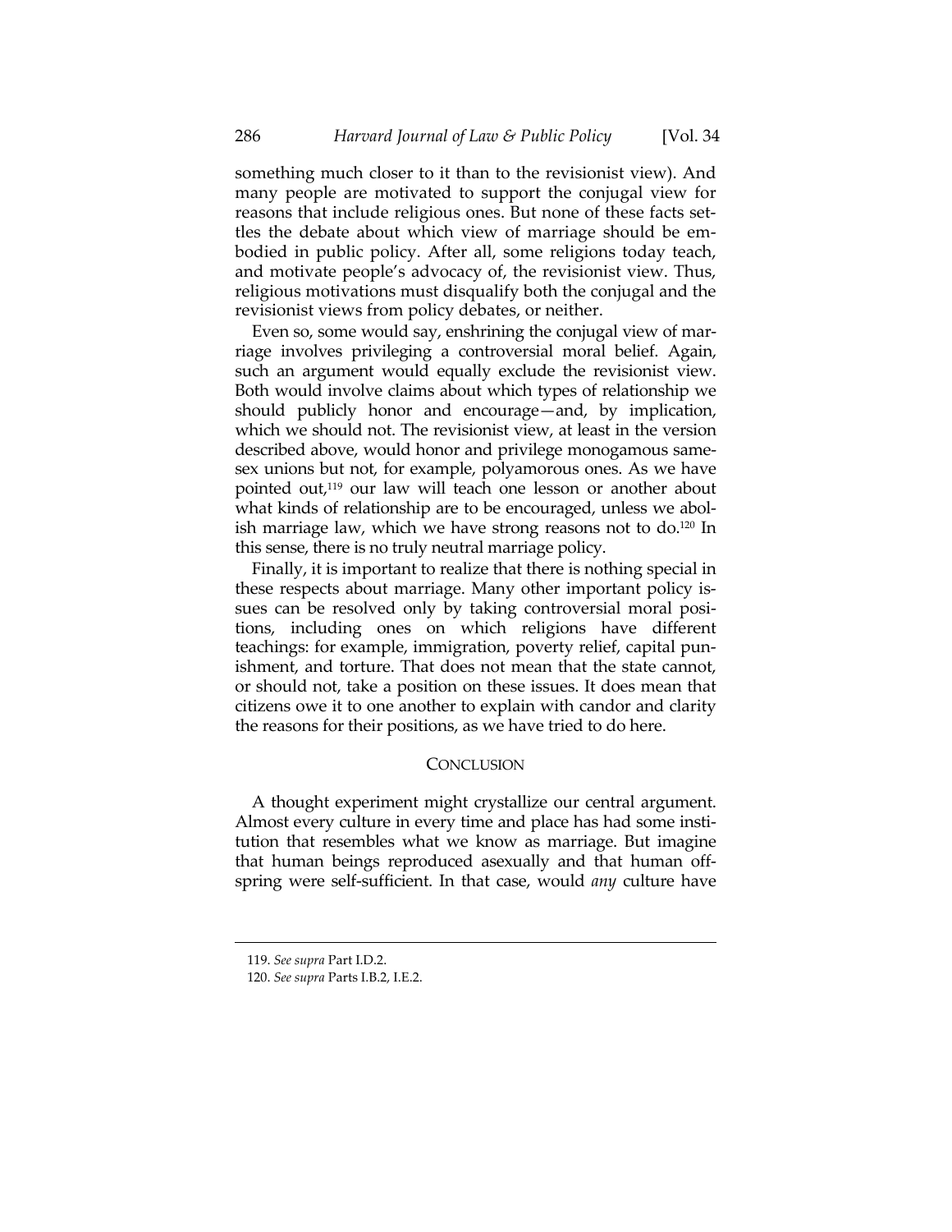something much closer to it than to the revisionist view). And many people are motivated to support the conjugal view for reasons that include religious ones. But none of these facts settles the debate about which view of marriage should be embodied in public policy. After all, some religions today teach, and motivate people's advocacy of, the revisionist view. Thus, religious motivations must disqualify both the conjugal and the revisionist views from policy debates, or neither.

Even so, some would say, enshrining the conjugal view of marriage involves privileging a controversial moral belief. Again, such an argument would equally exclude the revisionist view. Both would involve claims about which types of relationship we should publicly honor and encourage—and, by implication, which we should not. The revisionist view, at least in the version described above, would honor and privilege monogamous same-sex unions but not, for example, polyamorous ones. As we have pointed out,[119] our law will teach one lesson or another about what kinds of relationship are to be encouraged, unless we abolish marriage law, which we have strong reasons not to do.[120] In this sense, there is no truly neutral marriage policy.

Finally, it is important to realize that there is nothing special in these respects about marriage. Many other important policy issues can be resolved only by taking controversial moral positions, including ones on which religions have different teachings: for example, immigration, poverty relief, capital punishment, and torture. That does not mean that the state cannot, or should not, take a position on these issues. It does mean that citizens owe it to one another to explain with candor and clarity the reasons for their positions, as we have tried to do here.

## CONCLUSION

A thought experiment might crystallize our central argument. Almost every culture in every time and place has had some institution that resembles what we know as marriage. But imagine that human beings reproduced asexually and that human offspring were self-sufficient. In that case, would *any* culture have

---

119. *See supra* Part I.D.2.

120. *See supra* Parts I.B.2, I.E.2.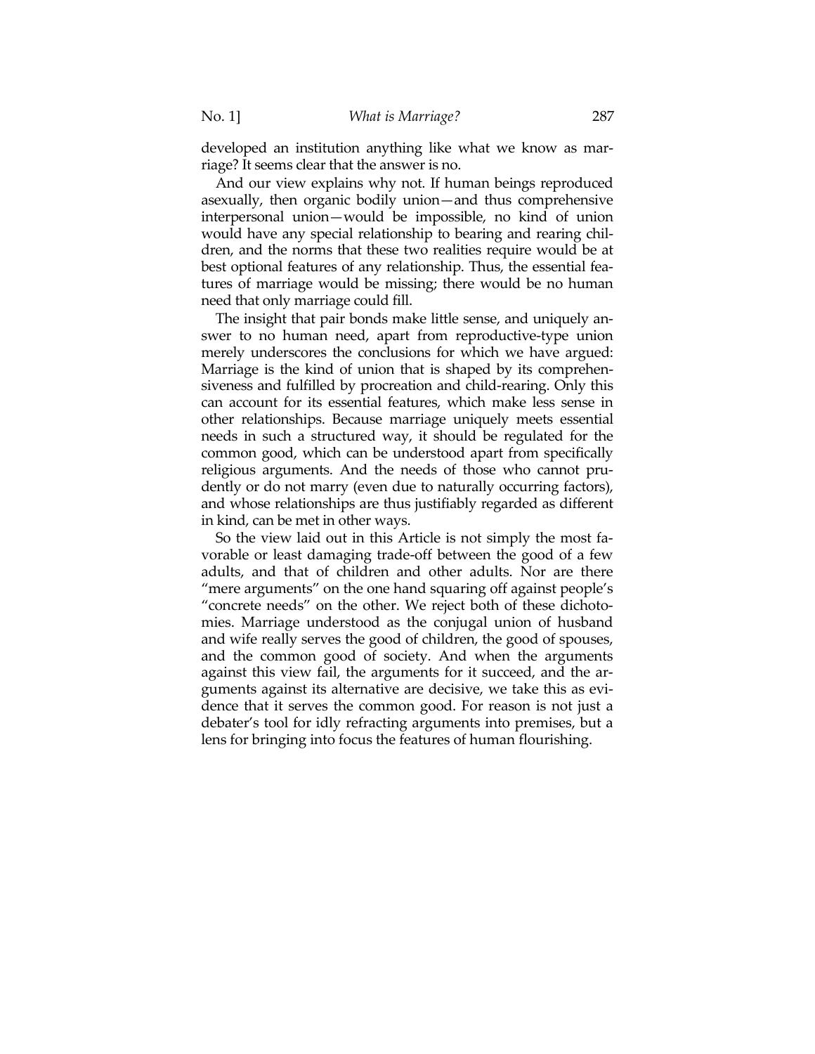developed an institution anything like what we know as marriage? It seems clear that the answer is no.

And our view explains why not. If human beings reproduced asexually, then organic bodily union—and thus comprehensive interpersonal union—would be impossible, no kind of union would have any special relationship to bearing and rearing children, and the norms that these two realities require would be at best optional features of any relationship. Thus, the essential features of marriage would be missing; there would be no human need that only marriage could fill.

The insight that pair bonds make little sense, and uniquely answer to no human need, apart from reproductive-type union merely underscores the conclusions for which we have argued: Marriage is the kind of union that is shaped by its comprehensiveness and fulfilled by procreation and child-rearing. Only this can account for its essential features, which make less sense in other relationships. Because marriage uniquely meets essential needs in such a structured way, it should be regulated for the common good, which can be understood apart from specifically religious arguments. And the needs of those who cannot prudently or do not marry (even due to naturally occurring factors), and whose relationships are thus justifiably regarded as different in kind, can be met in other ways.

So the view laid out in this Article is not simply the most favorable or least damaging trade-off between the good of a few adults, and that of children and other adults. Nor are there "mere arguments" on the one hand squaring off against people's "concrete needs" on the other. We reject both of these dichotomies. Marriage understood as the conjugal union of husband and wife really serves the good of children, the good of spouses, and the common good of society. And when the arguments against this view fail, the arguments for it succeed, and the arguments against its alternative are decisive, we take this as evidence that it serves the common good. For reason is not just a debater's tool for idly refracting arguments into premises, but a lens for bringing into focus the features of human flourishing.